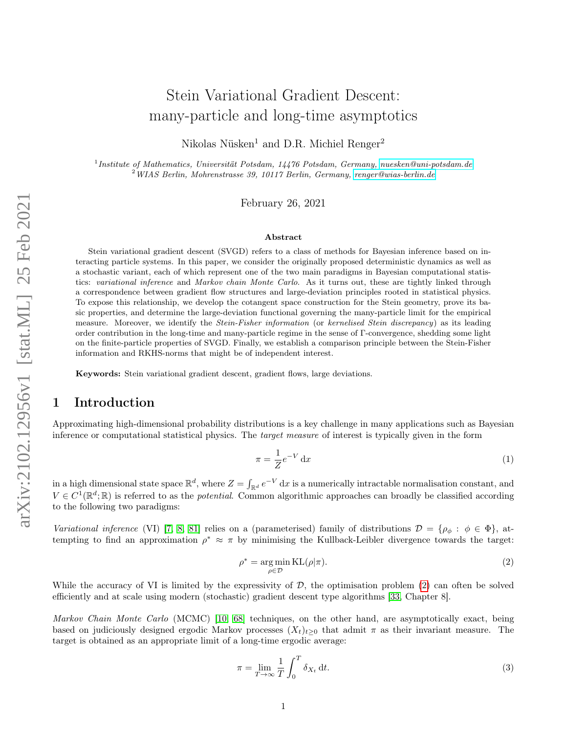# Stein Variational Gradient Descent: many-particle and long-time asymptotics

Nikolas Nüsken[1] and D.R. Michiel Renger[2]

[1] *Institute of Mathematics, Universität Potsdam, 14476 Potsdam, Germany, nuesken@uni-potsdam.de*
[2] *WIAS Berlin, Mohrenstrasse 39, 10117 Berlin, Germany, renger@wias-berlin.de*

February 26, 2021

### Abstract

Stein variational gradient descent (SVGD) refers to a class of methods for Bayesian inference based on interacting particle systems. In this paper, we consider the originally proposed deterministic dynamics as well as a stochastic variant, each of which represent one of the two main paradigms in Bayesian computational statistics: *variational inference* and *Markov chain Monte Carlo*. As it turns out, these are tightly linked through a correspondence between gradient flow structures and large-deviation principles rooted in statistical physics. To expose this relationship, we develop the cotangent space construction for the Stein geometry, prove its basic properties, and determine the large-deviation functional governing the many-particle limit for the empirical measure. Moreover, we identify the *Stein-Fisher information* (or *kernelised Stein discrepancy*) as its leading order contribution in the long-time and many-particle regime in the sense of Γ-convergence, shedding some light on the finite-particle properties of SVGD. Finally, we establish a comparison principle between the Stein-Fisher information and RKHS-norms that might be of independent interest.

**Keywords:** Stein variational gradient descent, gradient flows, large deviations.

## 1 Introduction

Approximating high-dimensional probability distributions is a key challenge in many applications such as Bayesian inference or computational statistical physics. The *target measure* of interest is typically given in the form

$$\pi = \frac{1}{Z} e^{-V} \, \mathrm{d}x \tag{1}$$

in a high dimensional state space $\mathbb{R}^d$, where $Z = \int_{\mathbb{R}^d} e^{-V} \, \mathrm{d}x$ is a numerically intractable normalisation constant, and $V \in C^1(\mathbb{R}^d; \mathbb{R})$ is referred to as the *potential*. Common algorithmic approaches can broadly be classified according to the following two paradigms:

*Variational inference* (VI) [7, 8, 81] relies on a (parameterised) family of distributions $\mathcal{D} = \{\rho_\phi : \phi \in \Phi\}$, attempting to find an approximation $\rho^* \approx \pi$ by minimising the Kullback-Leibler divergence towards the target:

$$\rho^* = \underset{\rho \in \mathcal{D}}{\arg\min} \, \mathrm{KL}(\rho|\pi). \tag{2}$$

While the accuracy of VI is limited by the expressivity of $\mathcal{D}$, the optimisation problem (2) can often be solved efficiently and at scale using modern (stochastic) gradient descent type algorithms [33, Chapter 8].

*Markov Chain Monte Carlo* (MCMC) [10, 68] techniques, on the other hand, are asymptotically exact, being based on judiciously designed ergodic Markov processes $(X_t)_{t \geq 0}$ that admit $\pi$ as their invariant measure. The target is obtained as an appropriate limit of a long-time ergodic average:

$$\pi = \lim_{T \to \infty} \frac{1}{T} \int_0^T \delta_{X_t} \, \mathrm{d}t. \tag{3}$$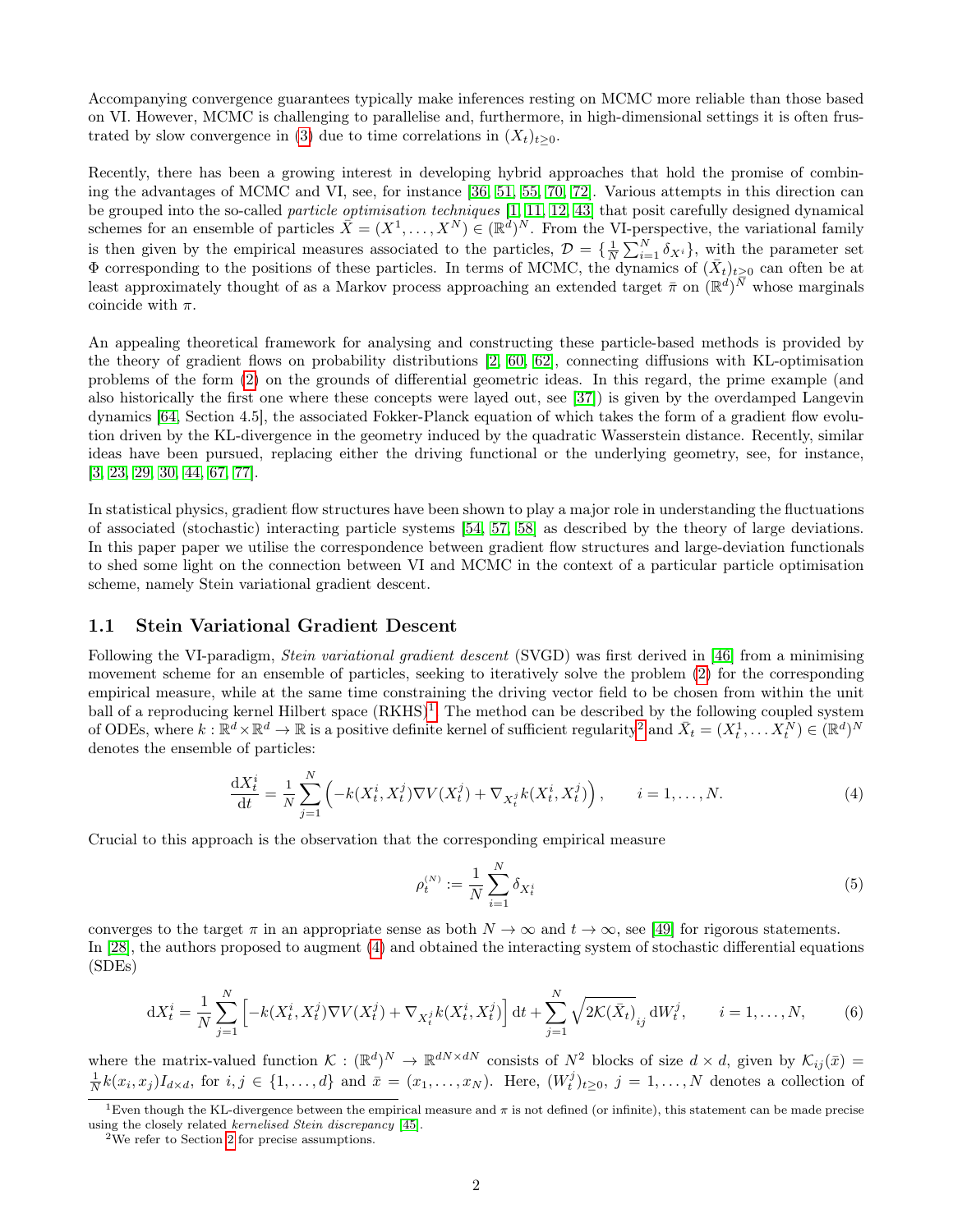Accompanying convergence guarantees typically make inferences resting on MCMC more reliable than those based on VI. However, MCMC is challenging to parallelise and, furthermore, in high-dimensional settings it is often frustrated by slow convergence in (3) due to time correlations in $(X_t)_{t\geq 0}$.

Recently, there has been a growing interest in developing hybrid approaches that hold the promise of combining the advantages of MCMC and VI, see, for instance [36, 51, 55, 70, 72]. Various attempts in this direction can be grouped into the so-called *particle optimisation techniques* [1, 11, 12, 43] that posit carefully designed dynamical schemes for an ensemble of particles $\bar{X} = (X^1, \ldots, X^N) \in (\mathbb{R}^d)^N$. From the VI-perspective, the variational family is then given by the empirical measures associated to the particles, $\mathcal{D} = \{\frac{1}{N}\sum_{i=1}^N \delta_{X^i}\}$, with the parameter set $\Phi$ corresponding to the positions of these particles. In terms of MCMC, the dynamics of $(\bar{X}_t)_{t\geq 0}$ can often be at least approximately thought of as a Markov process approaching an extended target $\bar{\pi}$ on $(\mathbb{R}^d)^N$ whose marginals coincide with $\pi$.

An appealing theoretical framework for analysing and constructing these particle-based methods is provided by the theory of gradient flows on probability distributions [2, 60, 62], connecting diffusions with KL-optimisation problems of the form (2) on the grounds of differential geometric ideas. In this regard, the prime example (and also historically the first one where these concepts were layed out, see [37]) is given by the overdamped Langevin dynamics [64, Section 4.5], the associated Fokker-Planck equation of which takes the form of a gradient flow evolution driven by the KL-divergence in the geometry induced by the quadratic Wasserstein distance. Recently, similar ideas have been pursued, replacing either the driving functional or the underlying geometry, see, for instance, [3, 23, 29, 30, 44, 67, 77].

In statistical physics, gradient flow structures have been shown to play a major role in understanding the fluctuations of associated (stochastic) interacting particle systems [54, 57, 58] as described by the theory of large deviations. In this paper paper we utilise the correspondence between gradient flow structures and large-deviation functionals to shed some light on the connection between VI and MCMC in the context of a particular particle optimisation scheme, namely Stein variational gradient descent.

### 1.1 Stein Variational Gradient Descent

Following the VI-paradigm, *Stein variational gradient descent* (SVGD) was first derived in [46] from a minimising movement scheme for an ensemble of particles, seeking to iteratively solve the problem (2) for the corresponding empirical measure, while at the same time constraining the driving vector field to be chosen from within the unit ball of a reproducing kernel Hilbert space (RKHS)[1]. The method can be described by the following coupled system of ODEs, where $k : \mathbb{R}^d \times \mathbb{R}^d \to \mathbb{R}$ is a positive definite kernel of sufficient regularity[2] and $\bar{X}_t = (X_t^1, \ldots X_t^N) \in (\mathbb{R}^d)^N$ denotes the ensemble of particles:

$$\frac{\mathrm{d}X_t^i}{\mathrm{d}t} = \frac{1}{N}\sum_{j=1}^N \left( -k(X_t^i, X_t^j)\nabla V(X_t^j) + \nabla_{X_t^j} k(X_t^i, X_t^j) \right), \qquad i = 1, \ldots, N. \tag{4}$$

Crucial to this approach is the observation that the corresponding empirical measure

$$\rho_t^{(N)} := \frac{1}{N}\sum_{i=1}^N \delta_{X_t^i} \tag{5}$$

converges to the target $\pi$ in an appropriate sense as both $N \to \infty$ and $t \to \infty$, see [49] for rigorous statements. In [28], the authors proposed to augment (4) and obtained the interacting system of stochastic differential equations (SDEs)

$$\mathrm{d}X_t^i = \frac{1}{N}\sum_{j=1}^N \left[ -k(X_t^i, X_t^j)\nabla V(X_t^j) + \nabla_{X_t^j} k(X_t^i, X_t^j) \right] \mathrm{d}t + \sum_{j=1}^N \sqrt{2\mathcal{K}(\bar{X}_t)}_{ij}\, \mathrm{d}W_t^j, \qquad i = 1, \ldots, N, \tag{6}$$

where the matrix-valued function $\mathcal{K} : (\mathbb{R}^d)^N \to \mathbb{R}^{dN \times dN}$ consists of $N^2$ blocks of size $d \times d$, given by $\mathcal{K}_{ij}(\bar{x}) = \frac{1}{N}k(x_i, x_j) I_{d\times d}$, for $i, j \in \{1, \ldots, d\}$ and $\bar{x} = (x_1, \ldots, x_N)$. Here, $(W_t^j)_{t\geq 0}$, $j = 1, \ldots, N$ denotes a collection of

[1] Even though the KL-divergence between the empirical measure and $\pi$ is not defined (or infinite), this statement can be made precise using the closely related *kernelised Stein discrepancy* [45].

[2] We refer to Section 2 for precise assumptions.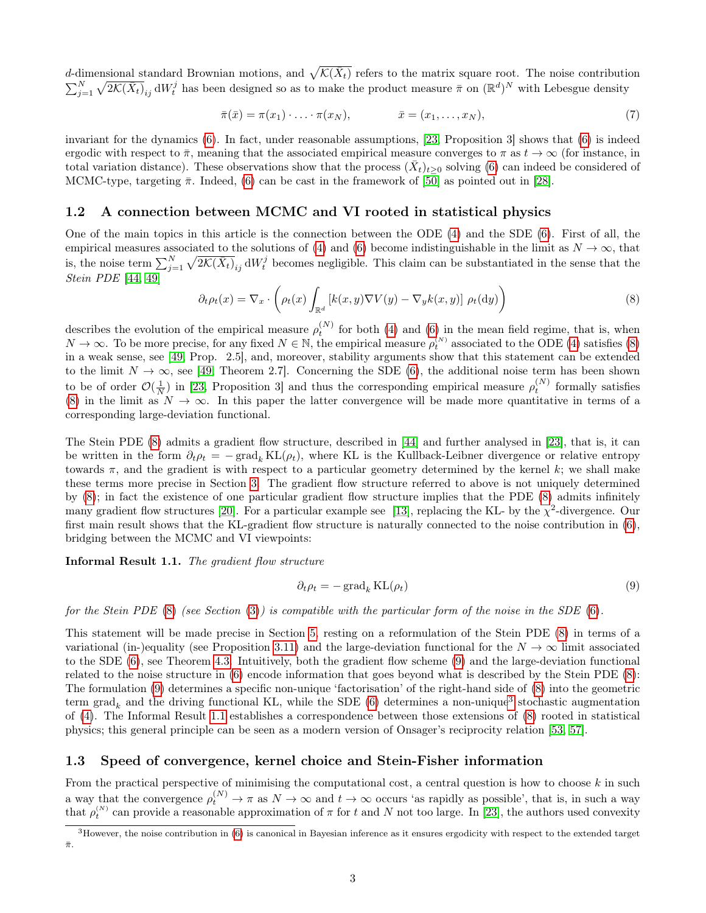$d$-dimensional standard Brownian motions, and $\sqrt{\mathcal{K}(\bar{X}_t)}$ refers to the matrix square root. The noise contribution $\sum_{j=1}^N \sqrt{2\mathcal{K}(\bar{X}_t)}_{ij}\,\mathrm{d}W_t^j$ has been designed so as to make the product measure $\bar{\pi}$ on $(\mathbb{R}^d)^N$ with Lebesgue density

$$\bar{\pi}(\bar{x}) = \pi(x_1)\cdot \ldots \cdot \pi(x_N), \qquad\qquad \bar{x} = (x_1, \ldots, x_N), \tag{7}$$

invariant for the dynamics (6). In fact, under reasonable assumptions, [23, Proposition 3] shows that (6) is indeed ergodic with respect to $\bar{\pi}$, meaning that the associated empirical measure converges to $\pi$ as $t \to \infty$ (for instance, in total variation distance). These observations show that the process $(\bar{X}_t)_{t\geq 0}$ solving (6) can indeed be considered of MCMC-type, targeting $\bar{\pi}$. Indeed, (6) can be cast in the framework of [50] as pointed out in [28].

### 1.2 A connection between MCMC and VI rooted in statistical physics

One of the main topics in this article is the connection between the ODE (4) and the SDE (6). First of all, the empirical measures associated to the solutions of (4) and (6) become indistinguishable in the limit as $N \to \infty$, that is, the noise term $\sum_{j=1}^N \sqrt{2\mathcal{K}(\bar{X}_t)}_{ij}\,\mathrm{d}W_t^j$ becomes negligible. This claim can be substantiated in the sense that the *Stein PDE* [44, 49]

$$\partial_t \rho_t(x) = \nabla_x \cdot \left( \rho_t(x) \int_{\mathbb{R}^d} \left[ k(x,y)\nabla V(y) - \nabla_y k(x,y) \right] \rho_t(\mathrm{d}y) \right) \tag{8}$$

describes the evolution of the empirical measure $\rho_t^{(N)}$ for both (4) and (6) in the mean field regime, that is, when $N \to \infty$. To be more precise, for any fixed $N \in \mathbb{N}$, the empirical measure $\rho_t^{(N)}$ associated to the ODE (4) satisfies (8) in a weak sense, see [49, Prop. 2.5], and, moreover, stability arguments show that this statement can be extended to the limit $N \to \infty$, see [49, Theorem 2.7]. Concerning the SDE (6), the additional noise term has been shown to be of order $\mathcal{O}(\frac{1}{N})$ in [23, Proposition 3] and thus the corresponding empirical measure $\rho_t^{(N)}$ formally satisfies (8) in the limit as $N \to \infty$. In this paper the latter convergence will be made more quantitative in terms of a corresponding large-deviation functional.

The Stein PDE (8) admits a gradient flow structure, described in [44] and further analysed in [23], that is, it can be written in the form $\partial_t \rho_t = -\operatorname{grad}_k \mathrm{KL}(\rho_t)$, where KL is the Kullback-Leibner divergence or relative entropy towards $\pi$, and the gradient is with respect to a particular geometry determined by the kernel $k$; we shall make these terms more precise in Section 3. The gradient flow structure referred to above is not uniquely determined by (8); in fact the existence of one particular gradient flow structure implies that the PDE (8) admits infinitely many gradient flow structures [20]. For a particular example see [13], replacing the KL- by the $\chi^2$-divergence. Our first main result shows that the KL-gradient flow structure is naturally connected to the noise contribution in (6), bridging between the MCMC and VI viewpoints:

**Informal Result 1.1.** *The gradient flow structure*

$$\partial_t \rho_t = -\operatorname{grad}_k \mathrm{KL}(\rho_t) \tag{9}$$

*for the Stein PDE (8) (see Section (3)) is compatible with the particular form of the noise in the SDE (6).*

This statement will be made precise in Section 5, resting on a reformulation of the Stein PDE (8) in terms of a variational (in-)equality (see Proposition 3.11) and the large-deviation functional for the $N \to \infty$ limit associated to the SDE (6), see Theorem 4.3. Intuitively, both the gradient flow scheme (9) and the large-deviation functional related to the noise structure in (6) encode information that goes beyond what is described by the Stein PDE (8): The formulation (9) determines a specific non-unique 'factorisation' of the right-hand side of (8) into the geometric term $\operatorname{grad}_k$ and the driving functional KL, while the SDE (6) determines a non-unique[3] stochastic augmentation of (4). The Informal Result 1.1 establishes a correspondence between those extensions of (8) rooted in statistical physics; this general principle can be seen as a modern version of Onsager's reciprocity relation [53, 57].

### 1.3 Speed of convergence, kernel choice and Stein-Fisher information

From the practical perspective of minimising the computational cost, a central question is how to choose $k$ in such a way that the convergence $\rho_t^{(N)} \to \pi$ as $N \to \infty$ and $t \to \infty$ occurs 'as rapidly as possible', that is, in such a way that $\rho_t^{(N)}$ can provide a reasonable approximation of $\pi$ for $t$ and $N$ not too large. In [23], the authors used convexity

[3] However, the noise contribution in (6) is canonical in Bayesian inference as it ensures ergodicity with respect to the extended target $\bar{\pi}$.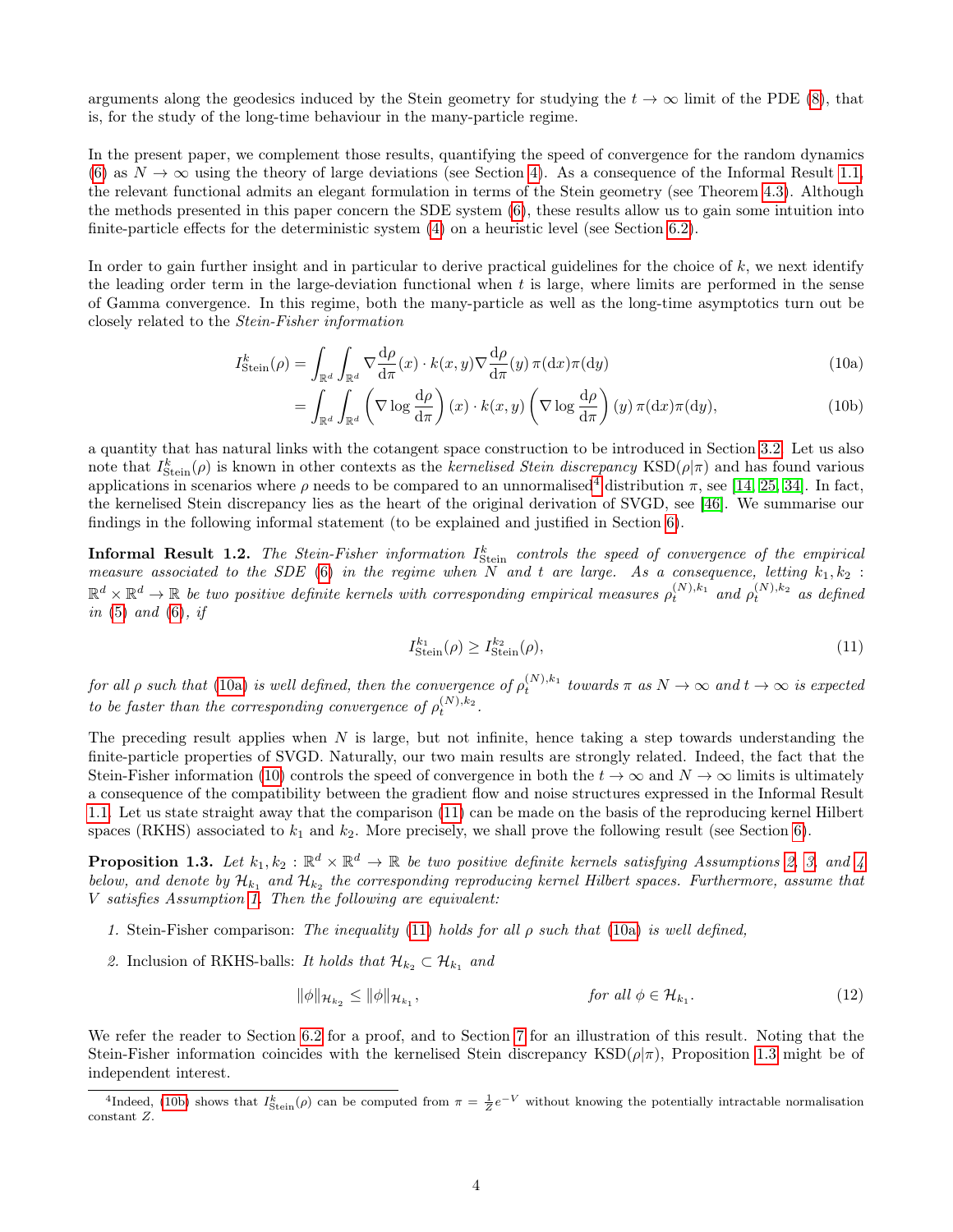arguments along the geodesics induced by the Stein geometry for studying the $t \to \infty$ limit of the PDE (8), that is, for the study of the long-time behaviour in the many-particle regime.

In the present paper, we complement those results, quantifying the speed of convergence for the random dynamics (6) as $N \to \infty$ using the theory of large deviations (see Section 4). As a consequence of the Informal Result 1.1, the relevant functional admits an elegant formulation in terms of the Stein geometry (see Theorem 4.3). Although the methods presented in this paper concern the SDE system (6), these results allow us to gain some intuition into finite-particle effects for the deterministic system (4) on a heuristic level (see Section 6.2).

In order to gain further insight and in particular to derive practical guidelines for the choice of $k$, we next identify the leading order term in the large-deviation functional when $t$ is large, where limits are performed in the sense of Gamma convergence. In this regime, both the many-particle as well as the long-time asymptotics turn out be closely related to the *Stein-Fisher information*

$$
\begin{aligned}
I^k_{\mathrm{Stein}}(\rho) &= \int_{\mathbb{R}^d}\int_{\mathbb{R}^d} \nabla \frac{\mathrm{d}\rho}{\mathrm{d}\pi}(x) \cdot k(x,y) \nabla \frac{\mathrm{d}\rho}{\mathrm{d}\pi}(y)\, \pi(\mathrm{d}x)\pi(\mathrm{d}y) && \text{(10a)}\\
&= \int_{\mathbb{R}^d}\int_{\mathbb{R}^d} \left(\nabla \log \frac{\mathrm{d}\rho}{\mathrm{d}\pi}\right)(x) \cdot k(x,y) \left(\nabla \log \frac{\mathrm{d}\rho}{\mathrm{d}\pi}\right)(y)\, \rho(\mathrm{d}x)\rho(\mathrm{d}y), && \text{(10b)}
\end{aligned}
$$

a quantity that has natural links with the cotangent space construction to be introduced in Section 3.2. Let us also note that $I^k_{\mathrm{Stein}}(\rho)$ is known in other contexts as the *kernelised Stein discrepancy* $\mathrm{KSD}(\rho|\pi)$ and has found various applications in scenarios where $\rho$ needs to be compared to an unnormalised[4] distribution $\pi$, see [14, 25, 34]. In fact, the kernelised Stein discrepancy lies as the heart of the original derivation of SVGD, see [46]. We summarise our findings in the following informal statement (to be explained and justified in Section 6).

**Informal Result 1.2.** *The Stein-Fisher information $I^k_{\mathrm{Stein}}$ controls the speed of convergence of the empirical measure associated to the SDE (6) in the regime when $N$ and $t$ are large. As a consequence, letting $k_1, k_2 : \mathbb{R}^d \times \mathbb{R}^d \to \mathbb{R}$ be two positive definite kernels with corresponding empirical measures $\rho_t^{(N),k_1}$ and $\rho_t^{(N),k_2}$ as defined in (5) and (6), if*

$$
I^{k_1}_{\mathrm{Stein}}(\rho) \geq I^{k_2}_{\mathrm{Stein}}(\rho), \tag{11}
$$

*for all $\rho$ such that (10a) is well defined, then the convergence of $\rho_t^{(N),k_1}$ towards $\pi$ as $N \to \infty$ and $t \to \infty$ is expected to be faster than the corresponding convergence of $\rho_t^{(N),k_2}$.*

The preceding result applies when $N$ is large, but not infinite, hence taking a step towards understanding the finite-particle properties of SVGD. Naturally, our two main results are strongly related. Indeed, the fact that the Stein-Fisher information (10) controls the speed of convergence in both the $t \to \infty$ and $N \to \infty$ limits is ultimately a consequence of the compatibility between the gradient flow and noise structures expressed in the Informal Result 1.1. Let us state straight away that the comparison (11) can be made on the basis of the reproducing kernel Hilbert spaces (RKHS) associated to $k_1$ and $k_2$. More precisely, we shall prove the following result (see Section 6).

**Proposition 1.3.** *Let $k_1, k_2 : \mathbb{R}^d \times \mathbb{R}^d \to \mathbb{R}$ be two positive definite kernels satisfying Assumptions 2, 3, and 4 below, and denote by $\mathcal{H}_{k_1}$ and $\mathcal{H}_{k_2}$ the corresponding reproducing kernel Hilbert spaces. Furthermore, assume that $V$ satisfies Assumption 1. Then the following are equivalent:*

1. Stein-Fisher comparison: *The inequality (11) holds for all $\rho$ such that (10a) is well defined,*
2. Inclusion of RKHS-balls: *It holds that $\mathcal{H}_{k_2} \subset \mathcal{H}_{k_1}$ and*

$$
\|\phi\|_{\mathcal{H}_{k_2}} \leq \|\phi\|_{\mathcal{H}_{k_1}}, \qquad \textit{for all } \phi \in \mathcal{H}_{k_1}. \tag{12}
$$

We refer the reader to Section 6.2 for a proof, and to Section 7 for an illustration of this result. Noting that the Stein-Fisher information coincides with the kernelised Stein discrepancy $\mathrm{KSD}(\rho|\pi)$, Proposition 1.3 might be of independent interest.

[4] Indeed, (10b) shows that $I^k_{\mathrm{Stein}}(\rho)$ can be computed from $\pi = \frac{1}{Z}e^{-V}$ without knowing the potentially intractable normalisation constant $Z$.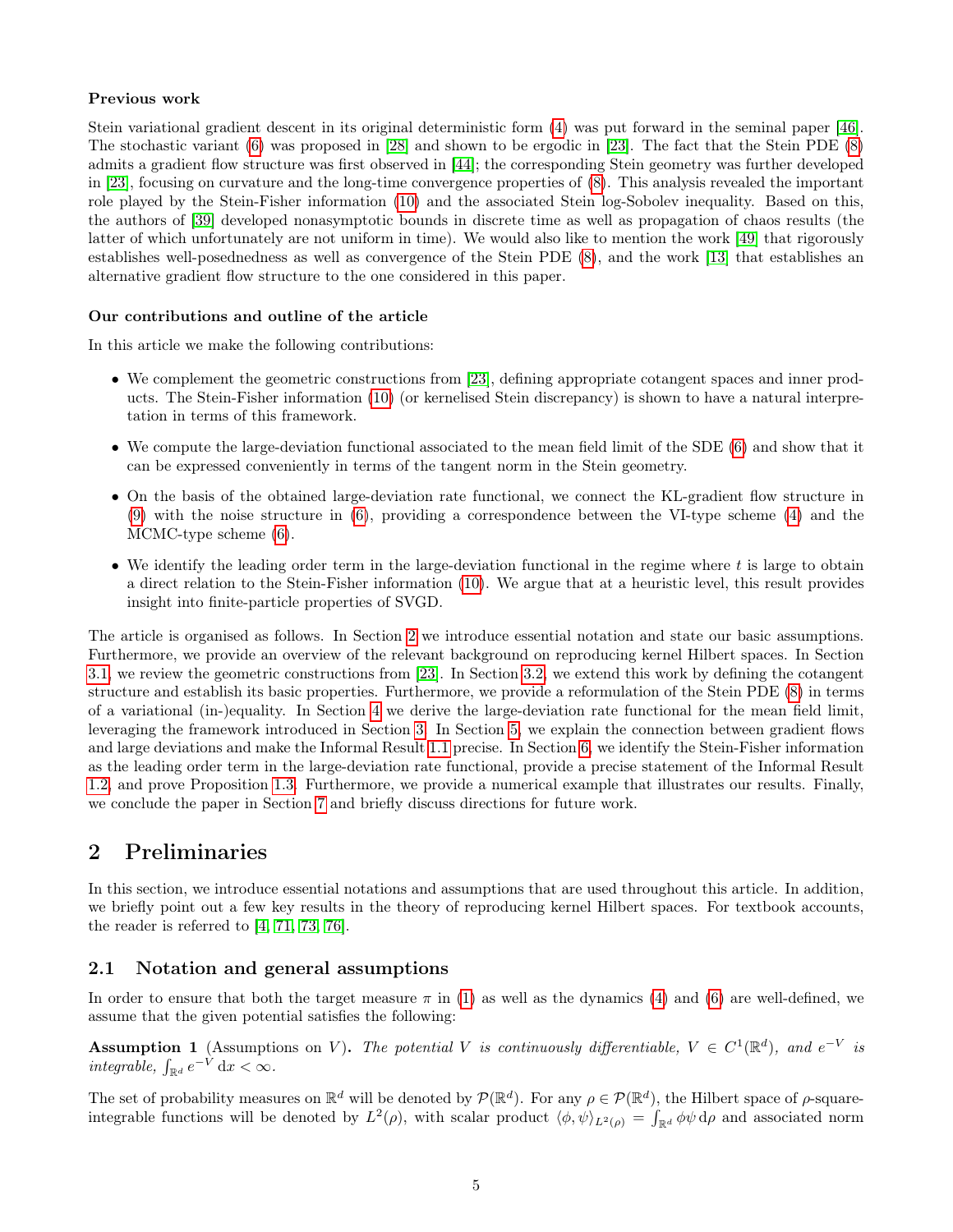**Previous work**

Stein variational gradient descent in its original deterministic form (4) was put forward in the seminal paper [46]. The stochastic variant (6) was proposed in [28] and shown to be ergodic in [23]. The fact that the Stein PDE (8) admits a gradient flow structure was first observed in [44]; the corresponding Stein geometry was further developed in [23], focusing on curvature and the long-time convergence properties of (8). This analysis revealed the important role played by the Stein-Fisher information (10) and the associated Stein log-Sobolev inequality. Based on this, the authors of [39] developed nonasymptotic bounds in discrete time as well as propagation of chaos results (the latter of which unfortunately are not uniform in time). We would also like to mention the work [49] that rigorously establishes well-posednedness as well as convergence of the Stein PDE (8), and the work [13] that establishes an alternative gradient flow structure to the one considered in this paper.

**Our contributions and outline of the article**

In this article we make the following contributions:

- We complement the geometric constructions from [23], defining appropriate cotangent spaces and inner products. The Stein-Fisher information (10) (or kernelised Stein discrepancy) is shown to have a natural interpretation in terms of this framework.
- We compute the large-deviation functional associated to the mean field limit of the SDE (6) and show that it can be expressed conveniently in terms of the tangent norm in the Stein geometry.
- On the basis of the obtained large-deviation rate functional, we connect the KL-gradient flow structure in (9) with the noise structure in (6), providing a correspondence between the VI-type scheme (4) and the MCMC-type scheme (6).
- We identify the leading order term in the large-deviation functional in the regime where $t$ is large to obtain a direct relation to the Stein-Fisher information (10). We argue that at a heuristic level, this result provides insight into finite-particle properties of SVGD.

The article is organised as follows. In Section 2 we introduce essential notation and state our basic assumptions. Furthermore, we provide an overview of the relevant background on reproducing kernel Hilbert spaces. In Section 3.1, we review the geometric constructions from [23]. In Section 3.2, we extend this work by defining the cotangent structure and establish its basic properties. Furthermore, we provide a reformulation of the Stein PDE (8) in terms of a variational (in-)equality. In Section 4 we derive the large-deviation rate functional for the mean field limit, leveraging the framework introduced in Section 3. In Section 5, we explain the connection between gradient flows and large deviations and make the Informal Result 1.1 precise. In Section 6, we identify the Stein-Fisher information as the leading order term in the large-deviation rate functional, provide a precise statement of the Informal Result 1.2, and prove Proposition 1.3. Furthermore, we provide a numerical example that illustrates our results. Finally, we conclude the paper in Section 7 and briefly discuss directions for future work.

# 2 Preliminaries

In this section, we introduce essential notations and assumptions that are used throughout this article. In addition, we briefly point out a few key results in the theory of reproducing kernel Hilbert spaces. For textbook accounts, the reader is referred to [4, 71, 73, 76].

## 2.1 Notation and general assumptions

In order to ensure that both the target measure $\pi$ in (1) as well as the dynamics (4) and (6) are well-defined, we assume that the given potential satisfies the following:

**Assumption 1** (Assumptions on $V$)**.** *The potential $V$ is continuously differentiable, $V \in C^1(\mathbb{R}^d)$, and $e^{-V}$ is integrable, $\int_{\mathbb{R}^d} e^{-V}\,\mathrm{d}x < \infty$.*

The set of probability measures on $\mathbb{R}^d$ will be denoted by $\mathcal{P}(\mathbb{R}^d)$. For any $\rho \in \mathcal{P}(\mathbb{R}^d)$, the Hilbert space of $\rho$-square-integrable functions will be denoted by $L^2(\rho)$, with scalar product $\langle \phi, \psi \rangle_{L^2(\rho)} = \int_{\mathbb{R}^d} \phi\psi\,\mathrm{d}\rho$ and associated norm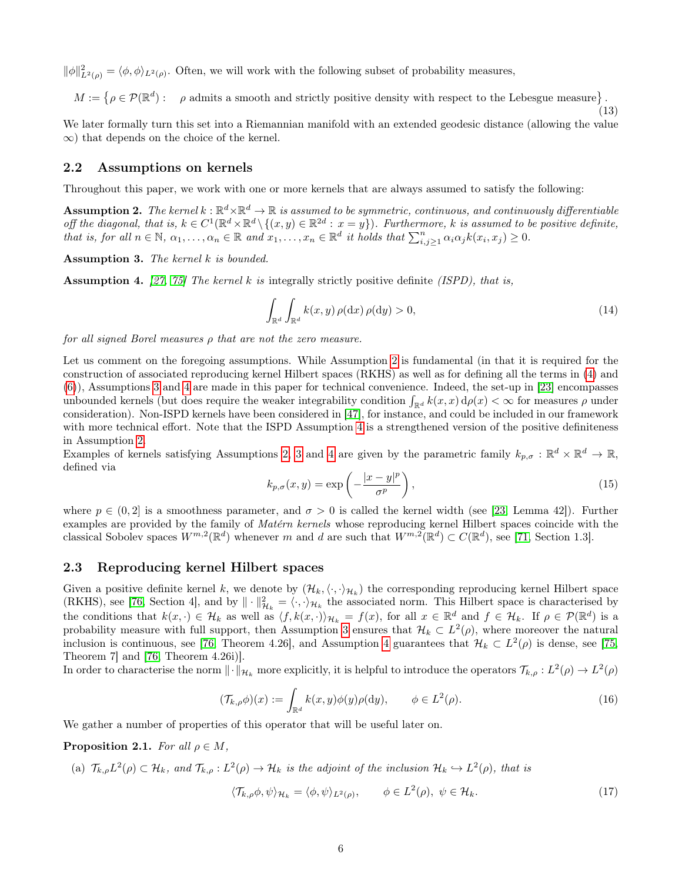$\|\phi\|^2_{L^2(\rho)} = \langle \phi, \phi \rangle_{L^2(\rho)}$. Often, we will work with the following subset of probability measures,

$$M := \left\{ \rho \in \mathcal{P}(\mathbb{R}^d) : \quad \rho \text{ admits a smooth and strictly positive density with respect to the Lebesgue measure} \right\}. \tag{13}$$

We later formally turn this set into a Riemannian manifold with an extended geodesic distance (allowing the value $\infty$) that depends on the choice of the kernel.

## 2.2 Assumptions on kernels

Throughout this paper, we work with one or more kernels that are always assumed to satisfy the following:

**Assumption 2.** *The kernel $k : \mathbb{R}^d \times \mathbb{R}^d \to \mathbb{R}$ is assumed to be symmetric, continuous, and continuously differentiable off the diagonal, that is, $k \in C^1(\mathbb{R}^d \times \mathbb{R}^d \setminus \{(x, y) \in \mathbb{R}^{2d} : x = y\})$. Furthermore, $k$ is assumed to be positive definite, that is, for all $n \in \mathbb{N}$, $\alpha_1, \ldots, \alpha_n \in \mathbb{R}$ and $x_1, \ldots, x_n \in \mathbb{R}^d$ it holds that $\sum_{i,j \geq 1}^n \alpha_i \alpha_j k(x_i, x_j) \geq 0$.*

**Assumption 3.** *The kernel $k$ is bounded.*

**Assumption 4.** *[27, 75] The kernel $k$ is* integrally strictly positive definite *(ISPD), that is,*

$$\int_{\mathbb{R}^d} \int_{\mathbb{R}^d} k(x, y) \, \rho(\mathrm{d}x) \, \rho(\mathrm{d}y) > 0, \tag{14}$$

*for all signed Borel measures $\rho$ that are not the zero measure.*

Let us comment on the foregoing assumptions. While Assumption 2 is fundamental (in that it is required for the construction of associated reproducing kernel Hilbert spaces (RKHS) as well as for defining all the terms in (4) and (6)), Assumptions 3 and 4 are made in this paper for technical convenience. Indeed, the set-up in [23] encompasses unbounded kernels (but does require the weaker integrability condition $\int_{\mathbb{R}^d} k(x, x) \, \mathrm{d}\rho(x) < \infty$ for measures $\rho$ under consideration). Non-ISPD kernels have been considered in [47], for instance, and could be included in our framework with more technical effort. Note that the ISPD Assumption 4 is a strengthened version of the positive definiteness in Assumption 2.

Examples of kernels satisfying Assumptions 2, 3 and 4 are given by the parametric family $k_{p,\sigma} : \mathbb{R}^d \times \mathbb{R}^d \to \mathbb{R}$, defined via

$$k_{p,\sigma}(x, y) = \exp\left( -\frac{|x - y|^p}{\sigma^p} \right), \tag{15}$$

where $p \in (0, 2]$ is a smoothness parameter, and $\sigma > 0$ is called the kernel width (see [23, Lemma 42]). Further examples are provided by the family of *Matérn kernels* whose reproducing kernel Hilbert spaces coincide with the classical Sobolev spaces $W^{m,2}(\mathbb{R}^d)$ whenever $m$ and $d$ are such that $W^{m,2}(\mathbb{R}^d) \subset C(\mathbb{R}^d)$, see [71, Section 1.3].

## 2.3 Reproducing kernel Hilbert spaces

Given a positive definite kernel $k$, we denote by $(\mathcal{H}_k, \langle \cdot, \cdot \rangle_{\mathcal{H}_k})$ the corresponding reproducing kernel Hilbert space (RKHS), see [76, Section 4], and by $\| \cdot \|^2_{\mathcal{H}_k} = \langle \cdot, \cdot \rangle_{\mathcal{H}_k}$ the associated norm. This Hilbert space is characterised by the conditions that $k(x, \cdot) \in \mathcal{H}_k$ as well as $\langle f, k(x, \cdot) \rangle_{\mathcal{H}_k} = f(x)$, for all $x \in \mathbb{R}^d$ and $f \in \mathcal{H}_k$. If $\rho \in \mathcal{P}(\mathbb{R}^d)$ is a probability measure with full support, then Assumption 3 ensures that $\mathcal{H}_k \subset L^2(\rho)$, where moreover the natural inclusion is continuous, see [76, Theorem 4.26], and Assumption 4 guarantees that $\mathcal{H}_k \subset L^2(\rho)$ is dense, see [75, Theorem 7] and [76, Theorem 4.26i)].

In order to characterise the norm $\| \cdot \|_{\mathcal{H}_k}$ more explicitly, it is helpful to introduce the operators $\mathcal{T}_{k,\rho} : L^2(\rho) \to L^2(\rho)$

$$(\mathcal{T}_{k,\rho}\phi)(x) := \int_{\mathbb{R}^d} k(x, y) \phi(y) \rho(\mathrm{d}y), \qquad \phi \in L^2(\rho). \tag{16}$$

We gather a number of properties of this operator that will be useful later on.

**Proposition 2.1.** *For all $\rho \in M$,*

(a) *$\mathcal{T}_{k,\rho} L^2(\rho) \subset \mathcal{H}_k$, and $\mathcal{T}_{k,\rho} : L^2(\rho) \to \mathcal{H}_k$ is the adjoint of the inclusion $\mathcal{H}_k \hookrightarrow L^2(\rho)$, that is*

$$\langle \mathcal{T}_{k,\rho}\phi, \psi \rangle_{\mathcal{H}_k} = \langle \phi, \psi \rangle_{L^2(\rho)}, \qquad \phi \in L^2(\rho), \; \psi \in \mathcal{H}_k. \tag{17}$$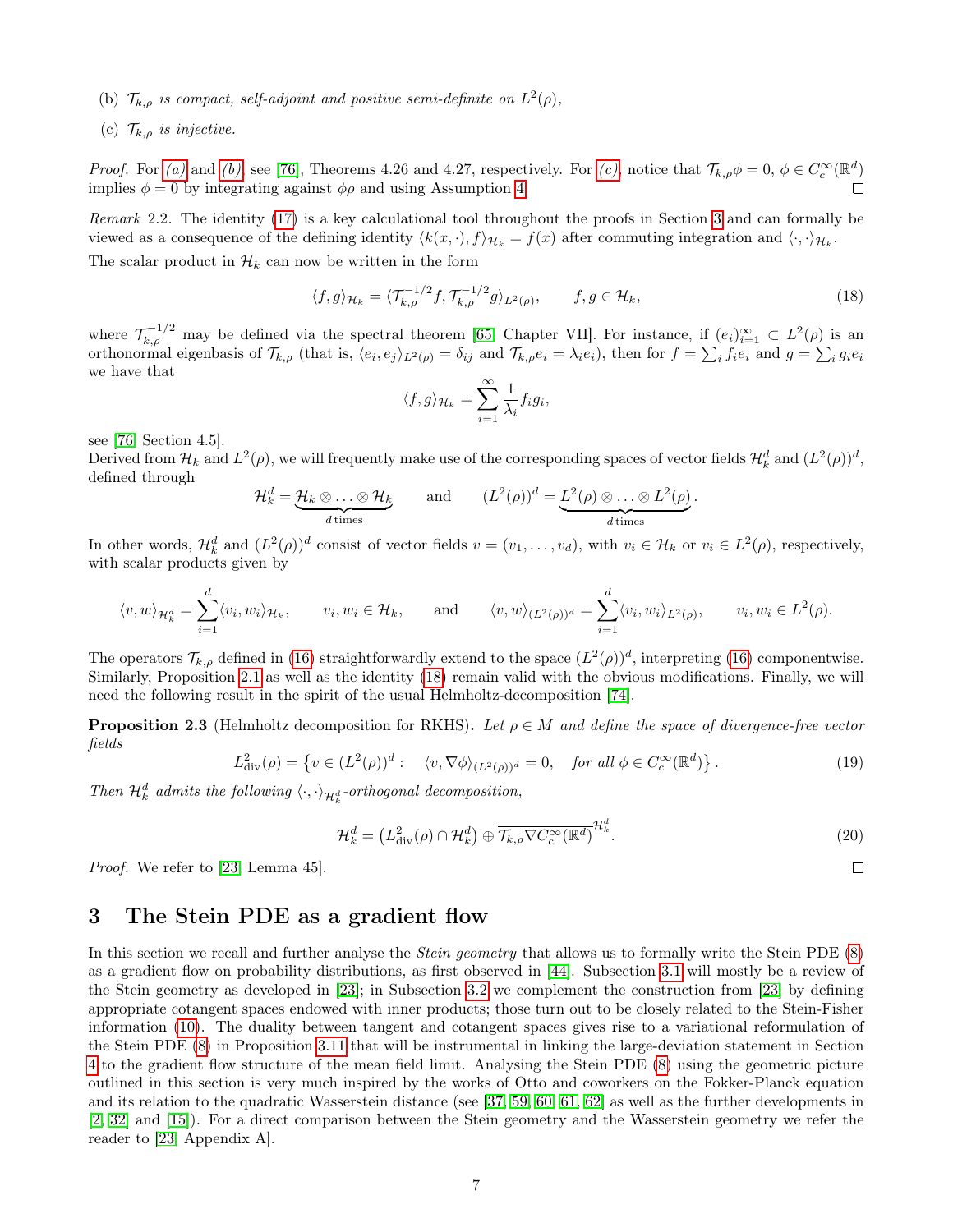(b) $\mathcal{T}_{k,\rho}$ *is compact, self-adjoint and positive semi-definite on* $L^2(\rho)$*,*

(c) $\mathcal{T}_{k,\rho}$ *is injective.*

*Proof.* For (a) and (b), see [76], Theorems 4.26 and 4.27, respectively. For (c), notice that $\mathcal{T}_{k,\rho}\phi = 0$, $\phi \in C_c^\infty(\mathbb{R}^d)$ implies $\phi = 0$ by integrating against $\phi\rho$ and using Assumption 4. □

*Remark* 2.2. The identity (17) is a key calculational tool throughout the proofs in Section 3 and can formally be viewed as a consequence of the defining identity $\langle k(x,\cdot), f\rangle_{\mathcal{H}_k} = f(x)$ after commuting integration and $\langle\cdot,\cdot\rangle_{\mathcal{H}_k}$.

The scalar product in $\mathcal{H}_k$ can now be written in the form

$$\langle f, g\rangle_{\mathcal{H}_k} = \langle \mathcal{T}_{k,\rho}^{-1/2} f, \mathcal{T}_{k,\rho}^{-1/2} g\rangle_{L^2(\rho)}, \qquad f, g \in \mathcal{H}_k, \tag{18}$$

where $\mathcal{T}_{k,\rho}^{-1/2}$ may be defined via the spectral theorem [65, Chapter VII]. For instance, if $(e_i)_{i=1}^\infty \subset L^2(\rho)$ is an orthonormal eigenbasis of $\mathcal{T}_{k,\rho}$ (that is, $\langle e_i, e_j\rangle_{L^2(\rho)} = \delta_{ij}$ and $\mathcal{T}_{k,\rho} e_i = \lambda_i e_i$), then for $f = \sum_i f_i e_i$ and $g = \sum_i g_i e_i$ we have that

$$\langle f, g\rangle_{\mathcal{H}_k} = \sum_{i=1}^\infty \frac{1}{\lambda_i} f_i g_i,$$

see [76, Section 4.5].

Derived from $\mathcal{H}_k$ and $L^2(\rho)$, we will frequently make use of the corresponding spaces of vector fields $\mathcal{H}_k^d$ and $(L^2(\rho))^d$, defined through

$$\mathcal{H}_k^d = \underbrace{\mathcal{H}_k \otimes \ldots \otimes \mathcal{H}_k}_{d\,\text{times}} \qquad \text{and} \qquad (L^2(\rho))^d = \underbrace{L^2(\rho) \otimes \ldots \otimes L^2(\rho)}_{d\,\text{times}}.$$

In other words, $\mathcal{H}_k^d$ and $(L^2(\rho))^d$ consist of vector fields $v = (v_1, \ldots, v_d)$, with $v_i \in \mathcal{H}_k$ or $v_i \in L^2(\rho)$, respectively, with scalar products given by

$$\langle v, w\rangle_{\mathcal{H}_k^d} = \sum_{i=1}^d \langle v_i, w_i\rangle_{\mathcal{H}_k}, \qquad v_i, w_i \in \mathcal{H}_k, \qquad \text{and} \qquad \langle v, w\rangle_{(L^2(\rho))^d} = \sum_{i=1}^d \langle v_i, w_i\rangle_{L^2(\rho)}, \qquad v_i, w_i \in L^2(\rho).$$

The operators $\mathcal{T}_{k,\rho}$ defined in (16) straightforwardly extend to the space $(L^2(\rho))^d$, interpreting (16) componentwise. Similarly, Proposition 2.1 as well as the identity (18) remain valid with the obvious modifications. Finally, we will need the following result in the spirit of the usual Helmholtz-decomposition [74].

**Proposition 2.3** (Helmholtz decomposition for RKHS)**.** *Let* $\rho \in M$ *and define the space of divergence-free vector fields*

$$L^2_{\mathrm{div}}(\rho) = \left\{ v \in (L^2(\rho))^d : \quad \langle v, \nabla\phi\rangle_{(L^2(\rho))^d} = 0, \quad \text{for all } \phi \in C_c^\infty(\mathbb{R}^d) \right\}. \tag{19}$$

*Then* $\mathcal{H}_k^d$ *admits the following* $\langle\cdot,\cdot\rangle_{\mathcal{H}_k^d}$*-orthogonal decomposition,*

$$\mathcal{H}_k^d = \left(L^2_{\mathrm{div}}(\rho) \cap \mathcal{H}_k^d\right) \oplus \overline{\mathcal{T}_{k,\rho}\nabla C_c^\infty(\mathbb{R}^d)}^{\mathcal{H}_k^d}. \tag{20}$$

*Proof.* We refer to [23, Lemma 45]. □

# 3 The Stein PDE as a gradient flow

In this section we recall and further analyse the *Stein geometry* that allows us to formally write the Stein PDE (8) as a gradient flow on probability distributions, as first observed in [44]. Subsection 3.1 will mostly be a review of the Stein geometry as developed in [23]; in Subsection 3.2 we complement the construction from [23] by defining appropriate cotangent spaces endowed with inner products; those turn out to be closely related to the Stein-Fisher information (10). The duality between tangent and cotangent spaces gives rise to a variational reformulation of the Stein PDE (8) in Proposition 3.11 that will be instrumental in linking the large-deviation statement in Section 4 to the gradient flow structure of the mean field limit. Analysing the Stein PDE (8) using the geometric picture outlined in this section is very much inspired by the works of Otto and coworkers on the Fokker-Planck equation and its relation to the quadratic Wasserstein distance (see [37, 59, 60, 61, 62] as well as the further developments in [2, 32] and [15]). For a direct comparison between the Stein geometry and the Wasserstein geometry we refer the reader to [23, Appendix A].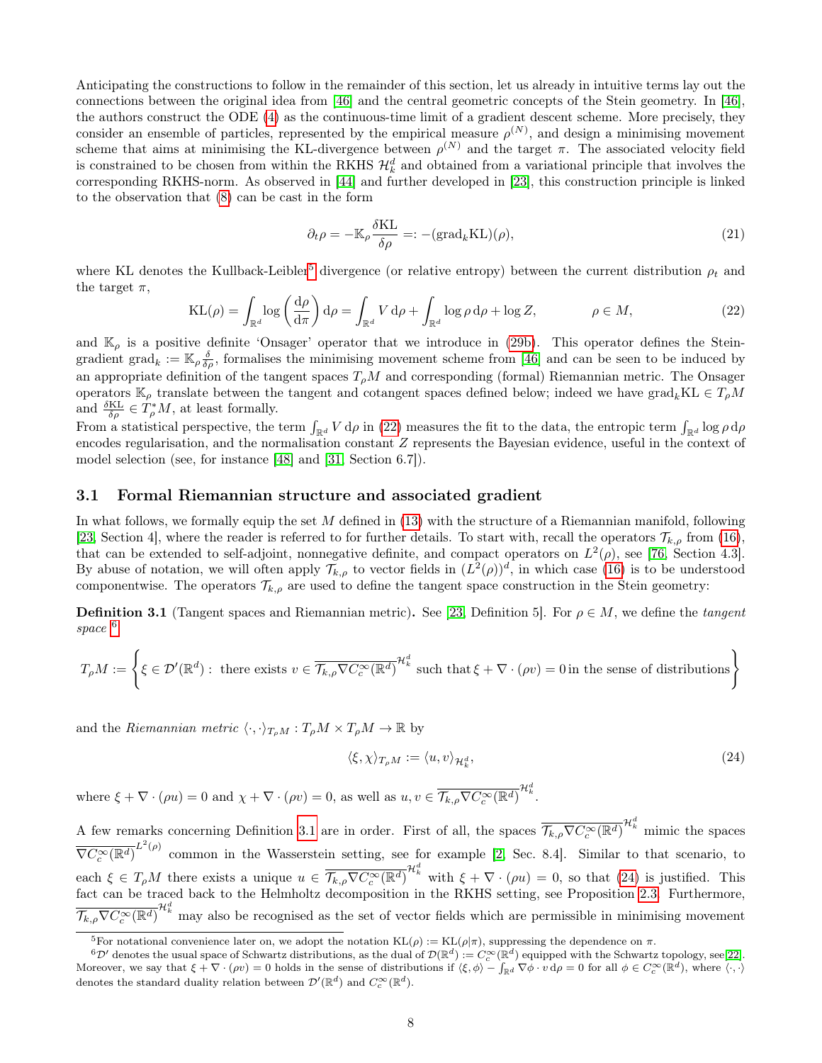Anticipating the constructions to follow in the remainder of this section, let us already in intuitive terms lay out the connections between the original idea from [46] and the central geometric concepts of the Stein geometry. In [46], the authors construct the ODE (4) as the continuous-time limit of a gradient descent scheme. More precisely, they consider an ensemble of particles, represented by the empirical measure $\rho^{(N)}$, and design a minimising movement scheme that aims at minimising the KL-divergence between $\rho^{(N)}$ and the target $\pi$. The associated velocity field is constrained to be chosen from within the RKHS $\mathcal{H}_k^d$ and obtained from a variational principle that involves the corresponding RKHS-norm. As observed in [44] and further developed in [23], this construction principle is linked to the observation that (8) can be cast in the form

$$\partial_t \rho = -\mathbb{K}_\rho \frac{\delta \mathrm{KL}}{\delta \rho} =: -(\mathrm{grad}_k \mathrm{KL})(\rho), \tag{21}$$

where KL denotes the Kullback-Leibler[5] divergence (or relative entropy) between the current distribution $\rho_t$ and the target $\pi$,

$$\mathrm{KL}(\rho) = \int_{\mathbb{R}^d} \log\left(\frac{\mathrm{d}\rho}{\mathrm{d}\pi}\right) \mathrm{d}\rho = \int_{\mathbb{R}^d} V \,\mathrm{d}\rho + \int_{\mathbb{R}^d} \log \rho \,\mathrm{d}\rho + \log Z, \qquad \rho \in M, \tag{22}$$

and $\mathbb{K}_\rho$ is a positive definite 'Onsager' operator that we introduce in (29b). This operator defines the Stein-gradient $\mathrm{grad}_k := \mathbb{K}_\rho \frac{\delta}{\delta \rho}$, formalises the minimising movement scheme from [46] and can be seen to be induced by an appropriate definition of the tangent spaces $T_\rho M$ and corresponding (formal) Riemannian metric. The Onsager operators $\mathbb{K}_\rho$ translate between the tangent and cotangent spaces defined below; indeed we have $\mathrm{grad}_k \mathrm{KL} \in T_\rho M$ and $\frac{\delta \mathrm{KL}}{\delta \rho} \in T_\rho^* M$, at least formally.
From a statistical perspective, the term $\int_{\mathbb{R}^d} V \,\mathrm{d}\rho$ in (22) measures the fit to the data, the entropic term $\int_{\mathbb{R}^d} \log \rho \,\mathrm{d}\rho$ encodes regularisation, and the normalisation constant $Z$ represents the Bayesian evidence, useful in the context of model selection (see, for instance [48] and [31, Section 6.7]).

### 3.1 Formal Riemannian structure and associated gradient

In what follows, we formally equip the set $M$ defined in (13) with the structure of a Riemannian manifold, following [23, Section 4], where the reader is referred to for further details. To start with, recall the operators $\mathcal{T}_{k,\rho}$ from (16), that can be extended to self-adjoint, nonnegative definite, and compact operators on $L^2(\rho)$, see [76, Section 4.3]. By abuse of notation, we will often apply $\mathcal{T}_{k,\rho}$ to vector fields in $(L^2(\rho))^d$, in which case (16) is to be understood componentwise. The operators $\mathcal{T}_{k,\rho}$ are used to define the tangent space construction in the Stein geometry:

**Definition 3.1** (Tangent spaces and Riemannian metric)**.** See [23, Definition 5]. For $\rho \in M$, we define the *tangent space* [6]

$$T_\rho M := \left\{ \xi \in \mathcal{D}'(\mathbb{R}^d) : \text{ there exists } v \in \overline{\mathcal{T}_{k,\rho} \nabla C_c^\infty(\mathbb{R}^d)}^{\mathcal{H}_k^d} \text{ such that } \xi + \nabla \cdot (\rho v) = 0 \text{ in the sense of distributions} \right\}$$

and the *Riemannian metric* $\langle \cdot, \cdot \rangle_{T_\rho M} : T_\rho M \times T_\rho M \to \mathbb{R}$ by

$$\langle \xi, \chi \rangle_{T_\rho M} := \langle u, v \rangle_{\mathcal{H}_k^d}, \tag{24}$$

where $\xi + \nabla \cdot (\rho u) = 0$ and $\chi + \nabla \cdot (\rho v) = 0$, as well as $u, v \in \overline{\mathcal{T}_{k,\rho} \nabla C_c^\infty(\mathbb{R}^d)}^{\mathcal{H}_k^d}$.

A few remarks concerning Definition 3.1 are in order. First of all, the spaces $\overline{\mathcal{T}_{k,\rho} \nabla C_c^\infty(\mathbb{R}^d)}^{\mathcal{H}_k^d}$ mimic the spaces $\overline{\nabla C_c^\infty(\mathbb{R}^d)}^{L^2(\rho)}$ common in the Wasserstein setting, see for example [2, Sec. 8.4]. Similar to that scenario, to each $\xi \in T_\rho M$ there exists a unique $u \in \overline{\mathcal{T}_{k,\rho} \nabla C_c^\infty(\mathbb{R}^d)}^{\mathcal{H}_k^d}$ with $\xi + \nabla \cdot (\rho u) = 0$, so that (24) is justified. This fact can be traced back to the Helmholtz decomposition in the RKHS setting, see Proposition 2.3. Furthermore, $\overline{\mathcal{T}_{k,\rho} \nabla C_c^\infty(\mathbb{R}^d)}^{\mathcal{H}_k^d}$ may also be recognised as the set of vector fields which are permissible in minimising movement

---

[5] For notational convenience later on, we adopt the notation $\mathrm{KL}(\rho) := \mathrm{KL}(\rho|\pi)$, suppressing the dependence on $\pi$.

[6] $\mathcal{D}'$ denotes the usual space of Schwartz distributions, as the dual of $\mathcal{D}(\mathbb{R}^d) := C_c^\infty(\mathbb{R}^d)$ equipped with the Schwartz topology, see [22]. Moreover, we say that $\xi + \nabla \cdot (\rho v) = 0$ holds in the sense of distributions if $\langle \xi, \phi \rangle - \int_{\mathbb{R}^d} \nabla \phi \cdot v \,\mathrm{d}\rho = 0$ for all $\phi \in C_c^\infty(\mathbb{R}^d)$, where $\langle \cdot, \cdot \rangle$ denotes the standard duality relation between $\mathcal{D}'(\mathbb{R}^d)$ and $C_c^\infty(\mathbb{R}^d)$.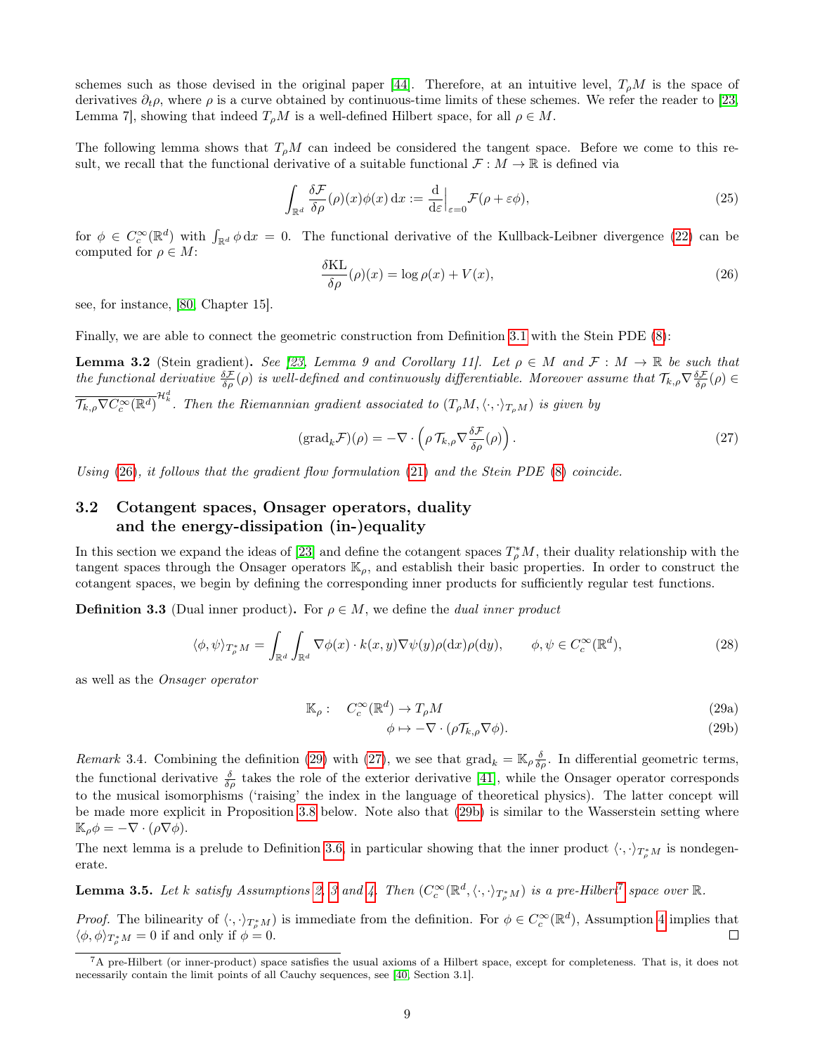schemes such as those devised in the original paper [44]. Therefore, at an intuitive level, $T_\rho M$ is the space of derivatives $\partial_t \rho$, where $\rho$ is a curve obtained by continuous-time limits of these schemes. We refer the reader to [23, Lemma 7], showing that indeed $T_\rho M$ is a well-defined Hilbert space, for all $\rho \in M$.

The following lemma shows that $T_\rho M$ can indeed be considered the tangent space. Before we come to this result, we recall that the functional derivative of a suitable functional $\mathcal{F} : M \to \mathbb{R}$ is defined via

$$
\int_{\mathbb{R}^d} \frac{\delta \mathcal{F}}{\delta \rho}(\rho)(x)\phi(x)\,\mathrm{d}x := \frac{\mathrm{d}}{\mathrm{d}\varepsilon}\Big|_{\varepsilon=0} \mathcal{F}(\rho + \varepsilon\phi), \tag{25}
$$

for $\phi \in C_c^\infty(\mathbb{R}^d)$ with $\int_{\mathbb{R}^d} \phi \,\mathrm{d}x = 0$. The functional derivative of the Kullback-Leibner divergence (22) can be computed for $\rho \in M$:

$$
\frac{\delta \mathrm{KL}}{\delta \rho}(\rho)(x) = \log \rho(x) + V(x), \tag{26}
$$

see, for instance, [80, Chapter 15].

Finally, we are able to connect the geometric construction from Definition 3.1 with the Stein PDE (8):

**Lemma 3.2** (Stein gradient)**.** *See [23, Lemma 9 and Corollary 11]. Let $\rho \in M$ and $\mathcal{F} : M \to \mathbb{R}$ be such that the functional derivative $\frac{\delta \mathcal{F}}{\delta \rho}(\rho)$ is well-defined and continuously differentiable. Moreover assume that $\mathcal{T}_{k,\rho}\nabla \frac{\delta \mathcal{F}}{\delta \rho}(\rho) \in \overline{\mathcal{T}_{k,\rho}\nabla C_c^\infty(\mathbb{R}^d)}^{\mathcal{H}_k^d}$. Then the Riemannian gradient associated to $(T_\rho M, \langle \cdot,\cdot\rangle_{T_\rho M})$ is given by*

$$
(\mathrm{grad}_k \mathcal{F})(\rho) = -\nabla \cdot \left(\rho\, \mathcal{T}_{k,\rho} \nabla \frac{\delta \mathcal{F}}{\delta \rho}(\rho)\right). \tag{27}
$$

*Using (26), it follows that the gradient flow formulation (21) and the Stein PDE (8) coincide.*

## 3.2 Cotangent spaces, Onsager operators, duality and the energy-dissipation (in-)equality

In this section we expand the ideas of [23] and define the cotangent spaces $T_\rho^* M$, their duality relationship with the tangent spaces through the Onsager operators $\mathbb{K}_\rho$, and establish their basic properties. In order to construct the cotangent spaces, we begin by defining the corresponding inner products for sufficiently regular test functions.

**Definition 3.3** (Dual inner product)**.** For $\rho \in M$, we define the *dual inner product*

$$
\langle \phi, \psi \rangle_{T_\rho^* M} = \int_{\mathbb{R}^d}\int_{\mathbb{R}^d} \nabla \phi(x) \cdot k(x,y) \nabla \psi(y) \rho(\mathrm{d}x)\rho(\mathrm{d}y), \qquad \phi, \psi \in C_c^\infty(\mathbb{R}^d), \tag{28}
$$

as well as the *Onsager operator*

$$
\mathbb{K}_\rho : \quad C_c^\infty(\mathbb{R}^d) \to T_\rho M \tag{29a}
$$

$$
\phi \mapsto -\nabla \cdot (\rho \mathcal{T}_{k,\rho} \nabla \phi). \tag{29b}
$$

*Remark* 3.4. Combining the definition (29) with (27), we see that $\mathrm{grad}_k = \mathbb{K}_\rho \frac{\delta}{\delta \rho}$. In differential geometric terms, the functional derivative $\frac{\delta}{\delta \rho}$ takes the role of the exterior derivative [41], while the Onsager operator corresponds to the musical isomorphisms ('raising' the index in the language of theoretical physics). The latter concept will be made more explicit in Proposition 3.8 below. Note also that (29b) is similar to the Wasserstein setting where $\mathbb{K}_\rho \phi = -\nabla \cdot (\rho \nabla \phi)$.

The next lemma is a prelude to Definition 3.6, in particular showing that the inner product $\langle \cdot,\cdot\rangle_{T_\rho^* M}$ is nondegenerate.

**Lemma 3.5.** *Let $k$ satisfy Assumptions 2, 3 and 4. Then $(C_c^\infty(\mathbb{R}^d, \langle \cdot,\cdot\rangle_{T_\rho^* M})$ is a pre-Hilbert[7] space over $\mathbb{R}$.*

*Proof.* The bilinearity of $\langle \cdot,\cdot\rangle_{T_\rho^* M})$ is immediate from the definition. For $\phi \in C_c^\infty(\mathbb{R}^d)$, Assumption 4 implies that $\langle \phi, \phi \rangle_{T_\rho^* M} = 0$ if and only if $\phi = 0$. ∎

[7] A pre-Hilbert (or inner-product) space satisfies the usual axioms of a Hilbert space, except for completeness. That is, it does not necessarily contain the limit points of all Cauchy sequences, see [40, Section 3.1].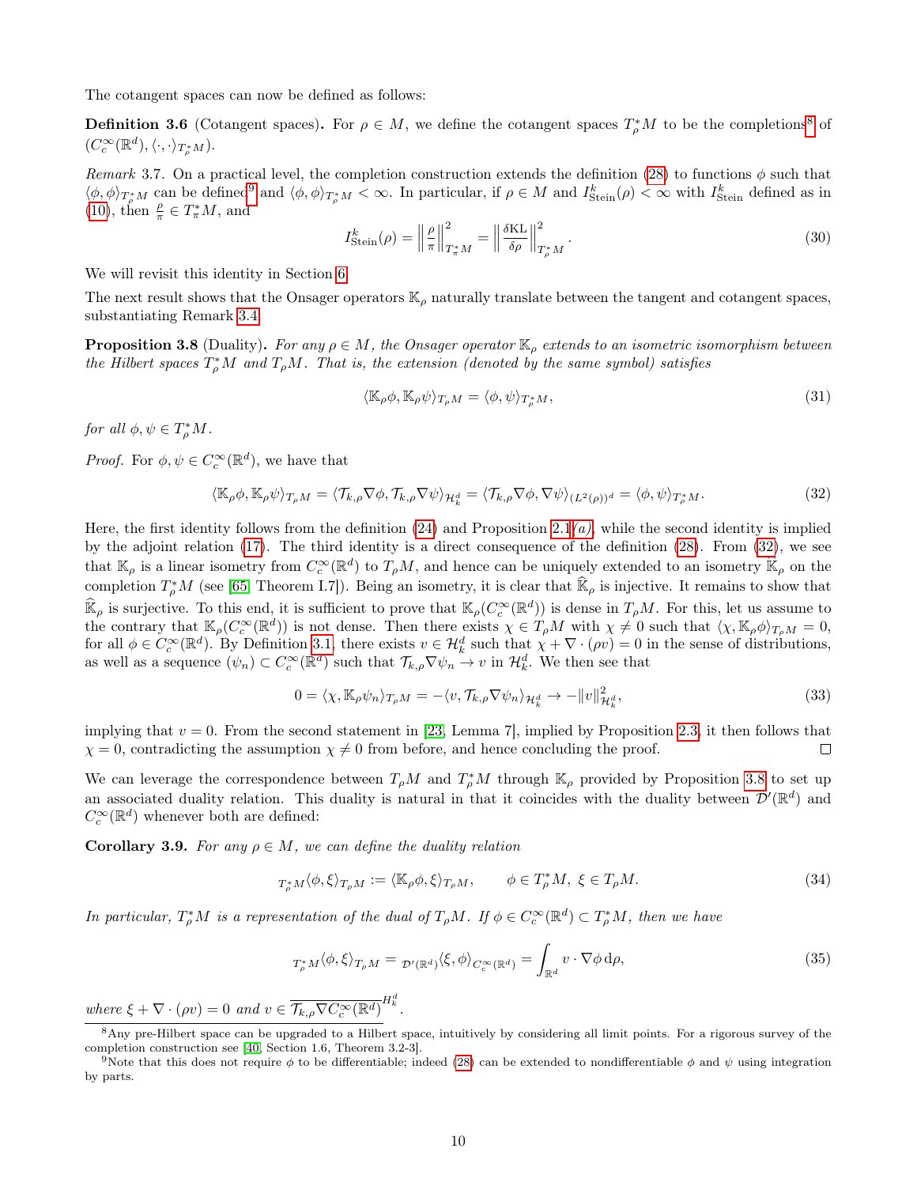The cotangent spaces can now be defined as follows:

**Definition 3.6** (Cotangent spaces)**.** For $\rho \in M$, we define the cotangent spaces $T^*_\rho M$ to be the completions[8] of $(C^\infty_c(\mathbb{R}^d), \langle \cdot, \cdot \rangle_{T^*_\rho M})$.

*Remark* 3.7. On a practical level, the completion construction extends the definition (28) to functions $\phi$ such that $\langle \phi, \phi \rangle_{T^*_\rho M}$ can be defined[9] and $\langle \phi, \phi \rangle_{T^*_\rho M} < \infty$. In particular, if $\rho \in M$ and $I^k_{\mathrm{Stein}}(\rho) < \infty$ with $I^k_{\mathrm{Stein}}$ defined as in (10), then $\frac{\rho}{\pi} \in T^*_\pi M$, and

$$I^k_{\mathrm{Stein}}(\rho) = \left\| \frac{\rho}{\pi} \right\|^2_{T^*_\pi M} = \left\| \frac{\delta \mathrm{KL}}{\delta \rho} \right\|^2_{T^*_\rho M}. \tag{30}$$

We will revisit this identity in Section 6.

The next result shows that the Onsager operators $\mathbb{K}_\rho$ naturally translate between the tangent and cotangent spaces, substantiating Remark 3.4.

**Proposition 3.8** (Duality)**.** *For any $\rho \in M$, the Onsager operator $\mathbb{K}_\rho$ extends to an isometric isomorphism between the Hilbert spaces $T^*_\rho M$ and $T_\rho M$. That is, the extension (denoted by the same symbol) satisfies*

$$\langle \mathbb{K}_\rho \phi, \mathbb{K}_\rho \psi \rangle_{T_\rho M} = \langle \phi, \psi \rangle_{T^*_\rho M}, \tag{31}$$

*for all $\phi, \psi \in T^*_\rho M$.*

*Proof.* For $\phi, \psi \in C^\infty_c(\mathbb{R}^d)$, we have that

$$\langle \mathbb{K}_\rho \phi, \mathbb{K}_\rho \psi \rangle_{T_\rho M} = \langle \mathcal{T}_{k,\rho} \nabla \phi, \mathcal{T}_{k,\rho} \nabla \psi \rangle_{\mathcal{H}^d_k} = \langle \mathcal{T}_{k,\rho} \nabla \phi, \nabla \psi \rangle_{(L^2(\rho))^d} = \langle \phi, \psi \rangle_{T^*_\rho M}. \tag{32}$$

Here, the first identity follows from the definition (24) and Proposition 2.1*(a)*, while the second identity is implied by the adjoint relation (17). The third identity is a direct consequence of the definition (28). From (32), we see that $\mathbb{K}_\rho$ is a linear isometry from $C^\infty_c(\mathbb{R}^d)$ to $T_\rho M$, and hence can be uniquely extended to an isometry $\widehat{\mathbb{K}}_\rho$ on the completion $T^*_\rho M$ (see [65, Theorem I.7]). Being an isometry, it is clear that $\widehat{\mathbb{K}}_\rho$ is injective. It remains to show that $\widehat{\mathbb{K}}_\rho$ is surjective. To this end, it is sufficient to prove that $\mathbb{K}_\rho(C^\infty_c(\mathbb{R}^d))$ is dense in $T_\rho M$. For this, let us assume to the contrary that $\mathbb{K}_\rho(C^\infty_c(\mathbb{R}^d))$ is not dense. Then there exists $\chi \in T_\rho M$ with $\chi \neq 0$ such that $\langle \chi, \mathbb{K}_\rho \phi \rangle_{T_\rho M} = 0$, for all $\phi \in C^\infty_c(\mathbb{R}^d)$. By Definition 3.1, there exists $v \in \mathcal{H}^d_k$ such that $\chi + \nabla \cdot (\rho v) = 0$ in the sense of distributions, as well as a sequence $(\psi_n) \subset C^\infty_c(\mathbb{R}^d)$ such that $\mathcal{T}_{k,\rho} \nabla \psi_n \to v$ in $\mathcal{H}^d_k$. We then see that

$$0 = \langle \chi, \mathbb{K}_\rho \psi_n \rangle_{T_\rho M} = -\langle v, \mathcal{T}_{k,\rho} \nabla \psi_n \rangle_{\mathcal{H}^d_k} \to -\|v\|^2_{\mathcal{H}^d_k}, \tag{33}$$

implying that $v = 0$. From the second statement in [23, Lemma 7], implied by Proposition 2.3, it then follows that $\chi = 0$, contradicting the assumption $\chi \neq 0$ from before, and hence concluding the proof. ∎

We can leverage the correspondence between $T_\rho M$ and $T^*_\rho M$ through $\mathbb{K}_\rho$ provided by Proposition 3.8 to set up an associated duality relation. This duality is natural in that it coincides with the duality between $\mathcal{D}'(\mathbb{R}^d)$ and $C^\infty_c(\mathbb{R}^d)$ whenever both are defined:

**Corollary 3.9.** *For any $\rho \in M$, we can define the duality relation*

$${}_{T^*_\rho M}\langle \phi, \xi \rangle_{T_\rho M} := \langle \mathbb{K}_\rho \phi, \xi \rangle_{T_\rho M}, \qquad \phi \in T^*_\rho M, \ \xi \in T_\rho M. \tag{34}$$

*In particular, $T^*_\rho M$ is a representation of the dual of $T_\rho M$. If $\phi \in C^\infty_c(\mathbb{R}^d) \subset T^*_\rho M$, then we have*

$${}_{T^*_\rho M}\langle \phi, \xi \rangle_{T_\rho M} = {}_{\mathcal{D}'(\mathbb{R}^d)}\langle \xi, \phi \rangle_{C^\infty_c(\mathbb{R}^d)} = \int_{\mathbb{R}^d} v \cdot \nabla \phi \, \mathrm{d}\rho, \tag{35}$$

*where $\xi + \nabla \cdot (\rho v) = 0$ and $v \in \overline{\mathcal{T}_{k,\rho} \nabla C^\infty_c(\mathbb{R}^d)}^{H^d_k}$.*

[8] Any pre-Hilbert space can be upgraded to a Hilbert space, intuitively by considering all limit points. For a rigorous survey of the completion construction see [40, Section 1.6, Theorem 3.2-3].

[9] Note that this does not require $\phi$ to be differentiable; indeed (28) can be extended to nondifferentiable $\phi$ and $\psi$ using integration by parts.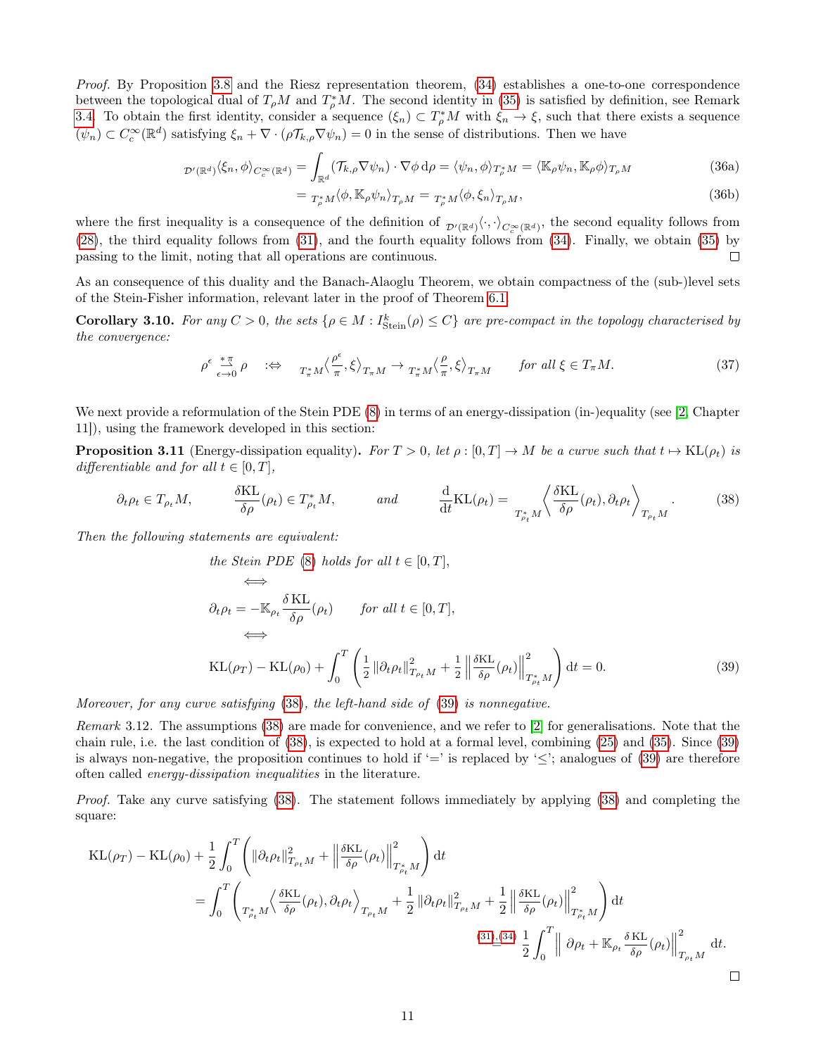*Proof.* By Proposition 3.8 and the Riesz representation theorem, (34) establishes a one-to-one correspondence between the topological dual of $T_\rho M$ and $T^*_\rho M$. The second identity in (35) is satisfied by definition, see Remark 3.4. To obtain the first identity, consider a sequence $(\xi_n) \subset T^*_\rho M$ with $\xi_n \to \xi$, such that there exists a sequence $(\psi_n) \subset C_c^\infty(\mathbb{R}^d)$ satisfying $\xi_n + \nabla \cdot (\rho \mathcal{T}_{k,\rho} \nabla \psi_n) = 0$ in the sense of distributions. Then we have

$$
{}_{\mathcal{D}'(\mathbb{R}^d)}\langle \xi_n, \phi \rangle_{C_c^\infty(\mathbb{R}^d)} = \int_{\mathbb{R}^d} (\mathcal{T}_{k,\rho} \nabla \psi_n) \cdot \nabla \phi \, \mathrm{d}\rho = \langle \psi_n, \phi \rangle_{T^*_\rho M} = \langle \mathbb{K}_\rho \psi_n, \mathbb{K}_\rho \phi \rangle_{T_\rho M} \tag{36a}
$$

$$
= {}_{T^*_\rho M}\langle \phi, \mathbb{K}_\rho \psi_n \rangle_{T_\rho M} = {}_{T^*_\rho M}\langle \phi, \xi_n \rangle_{T_\rho M}, \tag{36b}
$$

where the first inequality is a consequence of the definition of ${}_{\mathcal{D}'(\mathbb{R}^d)}\langle \cdot, \cdot \rangle_{C_c^\infty(\mathbb{R}^d)}$, the second equality follows from (28), the third equality follows from (31), and the fourth equality follows from (34). Finally, we obtain (35) by passing to the limit, noting that all operations are continuous. □

As an consequence of this duality and the Banach-Alaoglu Theorem, we obtain compactness of the (sub-)level sets of the Stein-Fisher information, relevant later in the proof of Theorem 6.1.

**Corollary 3.10.** *For any $C > 0$, the sets $\{\rho \in M : I^k_{\text{Stein}}(\rho) \le C\}$ are pre-compact in the topology characterised by the convergence:*

$$
\rho^\epsilon \underset{\epsilon \to 0}{\overset{*\pi}{\rightharpoonup}} \rho \quad :\Leftrightarrow \quad {}_{T^*_\pi M}\Big\langle \frac{\rho^\epsilon}{\pi}, \xi \Big\rangle_{T_\pi M} \to {}_{T^*_\pi M}\Big\langle \frac{\rho}{\pi}, \xi \Big\rangle_{T_\pi M} \qquad \text{for all } \xi \in T_\pi M. \tag{37}
$$

We next provide a reformulation of the Stein PDE (8) in terms of an energy-dissipation (in-)equality (see [2, Chapter 11]), using the framework developed in this section:

**Proposition 3.11** (Energy-dissipation equality)**.** *For $T > 0$, let $\rho : [0, T] \to M$ be a curve such that $t \mapsto \mathrm{KL}(\rho_t)$ is differentiable and for all $t \in [0, T]$,*

$$
\partial_t \rho_t \in T_{\rho_t} M, \qquad \frac{\delta \mathrm{KL}}{\delta \rho}(\rho_t) \in T^*_{\rho_t} M, \qquad \text{and} \qquad \frac{\mathrm{d}}{\mathrm{d}t} \mathrm{KL}(\rho_t) = {}_{T^*_{\rho_t} M}\left\langle \frac{\delta \mathrm{KL}}{\delta \rho}(\rho_t), \partial_t \rho_t \right\rangle_{T_{\rho_t} M}. \tag{38}
$$

*Then the following statements are equivalent:*

$$
\begin{aligned}
&\text{the Stein PDE (8) holds for all } t \in [0, T], \\
&\qquad \Longleftrightarrow \\
&\partial_t \rho_t = -\mathbb{K}_{\rho_t} \frac{\delta \,\mathrm{KL}}{\delta \rho}(\rho_t) \qquad \text{for all } t \in [0, T], \\
&\qquad \Longleftrightarrow \\
&\mathrm{KL}(\rho_T) - \mathrm{KL}(\rho_0) + \int_0^T \left( \frac{1}{2} \|\partial_t \rho_t\|^2_{T_{\rho_t} M} + \frac{1}{2} \left\| \frac{\delta \mathrm{KL}}{\delta \rho}(\rho_t) \right\|^2_{T^*_{\rho_t} M} \right) \mathrm{d}t = 0.
\end{aligned} \tag{39}
$$

*Moreover, for any curve satisfying (38), the left-hand side of (39) is nonnegative.*

*Remark* 3.12. The assumptions (38) are made for convenience, and we refer to [2] for generalisations. Note that the chain rule, i.e. the last condition of (38), is expected to hold at a formal level, combining (25) and (35). Since (39) is always non-negative, the proposition continues to hold if '=' is replaced by '≤'; analogues of (39) are therefore often called *energy-dissipation inequalities* in the literature.

*Proof.* Take any curve satisfying (38). The statement follows immediately by applying (38) and completing the square:

$$
\begin{aligned}
\mathrm{KL}(\rho_T) - \mathrm{KL}(\rho_0) &+ \frac{1}{2} \int_0^T \left( \|\partial_t \rho_t\|^2_{T_{\rho_t} M} + \left\| \frac{\delta \mathrm{KL}}{\delta \rho}(\rho_t) \right\|^2_{T^*_{\rho_t} M} \right) \mathrm{d}t \\
&= \int_0^T \left( {}_{T^*_{\rho_t} M}\Big\langle \frac{\delta \mathrm{KL}}{\delta \rho}(\rho_t), \partial_t \rho_t \Big\rangle_{T_{\rho_t} M} + \frac{1}{2} \|\partial_t \rho_t\|^2_{T_{\rho_t} M} + \frac{1}{2} \left\| \frac{\delta \mathrm{KL}}{\delta \rho}(\rho_t) \right\|^2_{T^*_{\rho_t} M} \right) \mathrm{d}t \\
&\overset{(31),(34)}{=} \frac{1}{2} \int_0^T \left\| \partial \rho_t + \mathbb{K}_{\rho_t} \frac{\delta \,\mathrm{KL}}{\delta \rho}(\rho_t) \right\|^2_{T_{\rho_t} M} \mathrm{d}t.
\end{aligned}
$$

□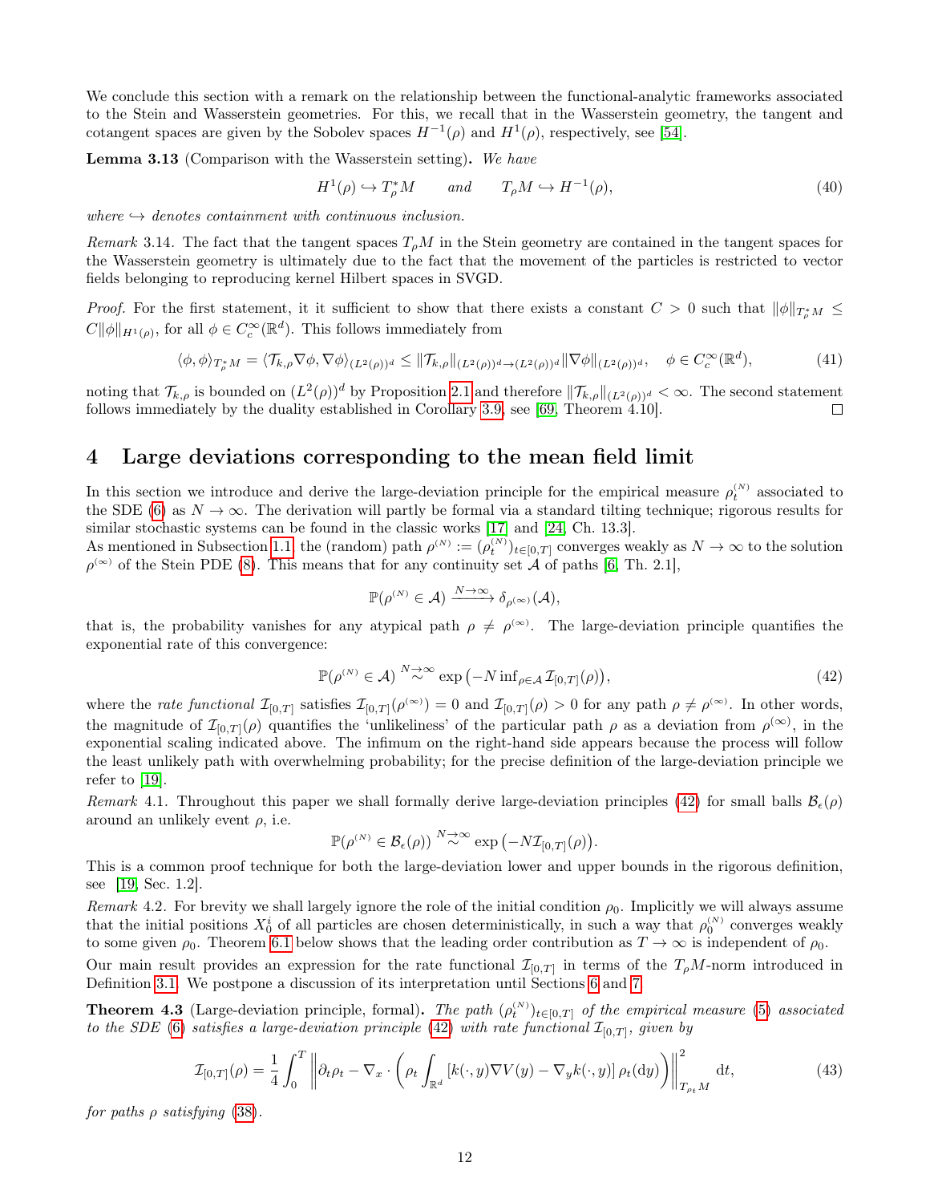We conclude this section with a remark on the relationship between the functional-analytic frameworks associated to the Stein and Wasserstein geometries. For this, we recall that in the Wasserstein geometry, the tangent and cotangent spaces are given by the Sobolev spaces $H^{-1}(\rho)$ and $H^1(\rho)$, respectively, see [54].

**Lemma 3.13** (Comparison with the Wasserstein setting)**.** *We have*

$$H^1(\rho) \hookrightarrow T^*_\rho M \qquad \text{and} \qquad T_\rho M \hookrightarrow H^{-1}(\rho), \tag{40}$$

*where $\hookrightarrow$ denotes containment with continuous inclusion.*

*Remark* 3.14. The fact that the tangent spaces $T_\rho M$ in the Stein geometry are contained in the tangent spaces for the Wasserstein geometry is ultimately due to the fact that the movement of the particles is restricted to vector fields belonging to reproducing kernel Hilbert spaces in SVGD.

*Proof.* For the first statement, it it sufficient to show that there exists a constant $C > 0$ such that $\|\phi\|_{T^*_\rho M} \leq C\|\phi\|_{H^1(\rho)}$, for all $\phi \in C_c^\infty(\mathbb{R}^d)$. This follows immediately from

$$\langle \phi, \phi \rangle_{T^*_\rho M} = \langle \mathcal{T}_{k,\rho} \nabla \phi, \nabla \phi \rangle_{(L^2(\rho))^d} \leq \|\mathcal{T}_{k,\rho}\|_{(L^2(\rho))^d \to (L^2(\rho))^d} \|\nabla \phi\|_{(L^2(\rho))^d}, \quad \phi \in C_c^\infty(\mathbb{R}^d), \tag{41}$$

noting that $\mathcal{T}_{k,\rho}$ is bounded on $(L^2(\rho))^d$ by Proposition 2.1 and therefore $\|\mathcal{T}_{k,\rho}\|_{(L^2(\rho))^d} < \infty$. The second statement follows immediately by the duality established in Corollary 3.9, see [69, Theorem 4.10]. ∎

# 4 Large deviations corresponding to the mean field limit

In this section we introduce and derive the large-deviation principle for the empirical measure $\rho_t^{(N)}$ associated to the SDE (6) as $N \to \infty$. The derivation will partly be formal via a standard tilting technique; rigorous results for similar stochastic systems can be found in the classic works [17] and [24, Ch. 13.3].

As mentioned in Subsection 1.1 the (random) path $\rho^{(N)} := (\rho_t^{(N)})_{t \in [0,T]}$ converges weakly as $N \to \infty$ to the solution $\rho^{(\infty)}$ of the Stein PDE (8). This means that for any continuity set $\mathcal{A}$ of paths [6, Th. 2.1],

$$\mathbb{P}(\rho^{(N)} \in \mathcal{A}) \xrightarrow{N \to \infty} \delta_{\rho^{(\infty)}}(\mathcal{A}),$$

that is, the probability vanishes for any atypical path $\rho \neq \rho^{(\infty)}$. The large-deviation principle quantifies the exponential rate of this convergence:

$$\mathbb{P}(\rho^{(N)} \in \mathcal{A}) \overset{N \to \infty}{\sim} \exp\left(-N \inf\nolimits_{\rho \in \mathcal{A}} \mathcal{I}_{[0,T]}(\rho)\right), \tag{42}$$

where the *rate functional* $\mathcal{I}_{[0,T]}$ satisfies $\mathcal{I}_{[0,T]}(\rho^{(\infty)}) = 0$ and $\mathcal{I}_{[0,T]}(\rho) > 0$ for any path $\rho \neq \rho^{(\infty)}$. In other words, the magnitude of $\mathcal{I}_{[0,T]}(\rho)$ quantifies the 'unlikeliness' of the particular path $\rho$ as a deviation from $\rho^{(\infty)}$, in the exponential scaling indicated above. The infimum on the right-hand side appears because the process will follow the least unlikely path with overwhelming probability; for the precise definition of the large-deviation principle we refer to [19].

*Remark* 4.1. Throughout this paper we shall formally derive large-deviation principles (42) for small balls $\mathcal{B}_\epsilon(\rho)$ around an unlikely event $\rho$, i.e.

$$\mathbb{P}(\rho^{(N)} \in \mathcal{B}_\epsilon(\rho)) \overset{N \to \infty}{\sim} \exp\left(-N\mathcal{I}_{[0,T]}(\rho)\right).$$

This is a common proof technique for both the large-deviation lower and upper bounds in the rigorous definition, see [19, Sec. 1.2].

*Remark* 4.2. For brevity we shall largely ignore the role of the initial condition $\rho_0$. Implicitly we will always assume that the initial positions $X_0^i$ of all particles are chosen deterministically, in such a way that $\rho_0^{(N)}$ converges weakly to some given $\rho_0$. Theorem 6.1 below shows that the leading order contribution as $T \to \infty$ is independent of $\rho_0$.

Our main result provides an expression for the rate functional $\mathcal{I}_{[0,T]}$ in terms of the $T_\rho M$-norm introduced in Definition 3.1. We postpone a discussion of its interpretation until Sections 6 and 7.

**Theorem 4.3** (Large-deviation principle, formal)**.** *The path $(\rho_t^{(N)})_{t \in [0,T]}$ of the empirical measure (5) associated to the SDE (6) satisfies a large-deviation principle (42) with rate functional $\mathcal{I}_{[0,T]}$, given by*

$$\mathcal{I}_{[0,T]}(\rho) = \frac{1}{4} \int_0^T \left\| \partial_t \rho_t - \nabla_x \cdot \left( \rho_t \int_{\mathbb{R}^d} \left[ k(\cdot, y) \nabla V(y) - \nabla_y k(\cdot, y) \right] \rho_t(\mathrm{d}y) \right) \right\|^2_{T_{\rho_t} M} \mathrm{d}t, \tag{43}$$

*for paths $\rho$ satisfying (38).*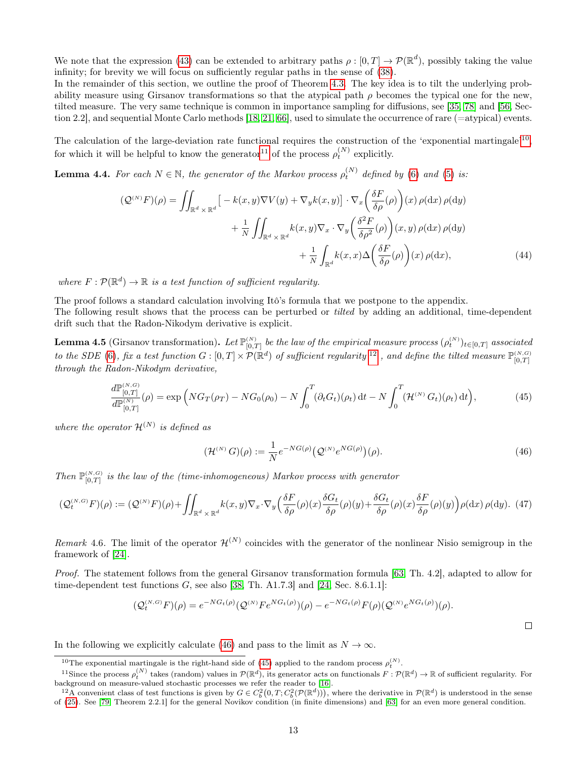We note that the expression (43) can be extended to arbitrary paths $\rho : [0,T] \to \mathcal{P}(\mathbb{R}^d)$, possibly taking the value infinity; for brevity we will focus on sufficiently regular paths in the sense of (38).
In the remainder of this section, we outline the proof of Theorem 4.3. The key idea is to tilt the underlying probability measure using Girsanov transformations so that the atypical path $\rho$ becomes the typical one for the new, tilted measure. The very same technique is common in importance sampling for diffusions, see [35, 78] and [56, Section 2.2], and sequential Monte Carlo methods [18, 21, 66], used to simulate the occurrence of rare (=atypical) events.

The calculation of the large-deviation rate functional requires the construction of the 'exponential martingale'[10], for which it will be helpful to know the generator[11] of the process $\rho_t^{(N)}$ explicitly.

**Lemma 4.4.** *For each $N \in \mathbb{N}$, the generator of the Markov process $\rho_t^{(N)}$ defined by (6) and (5) is:*

$$
\begin{aligned}
(\mathcal{Q}^{(N)}F)(\rho) = \iint_{\mathbb{R}^d \times \mathbb{R}^d} \big[ -k(x,y)\nabla V(y) + \nabla_y k(x,y) \big] \cdot \nabla_x \Big( \frac{\delta F}{\delta \rho}(\rho) \Big)(x)\, \rho(\mathrm{d}x)\, \rho(\mathrm{d}y) \\
+ \frac{1}{N} \iint_{\mathbb{R}^d \times \mathbb{R}^d} k(x,y) \nabla_x \cdot \nabla_y \Big( \frac{\delta^2 F}{\delta \rho^2}(\rho) \Big)(x,y)\, \rho(\mathrm{d}x)\, \rho(\mathrm{d}y) \\
+ \frac{1}{N} \int_{\mathbb{R}^d} k(x,x) \Delta \Big( \frac{\delta F}{\delta \rho}(\rho) \Big)(x)\, \rho(\mathrm{d}x),
\end{aligned}
\tag{44}
$$

*where $F : \mathcal{P}(\mathbb{R}^d) \to \mathbb{R}$ is a test function of sufficient regularity.*

The proof follows a standard calculation involving Itô's formula that we postpone to the appendix.
The following result shows that the process can be perturbed or *tilted* by adding an additional, time-dependent drift such that the Radon-Nikodym derivative is explicit.

**Lemma 4.5** (Girsanov transformation)**.** *Let $\mathbb{P}^{(N)}_{[0,T]}$ be the law of the empirical measure process $(\rho_t^{(N)})_{t\in[0,T]}$ associated to the SDE (6), fix a test function $G : [0,T] \times \mathcal{P}(\mathbb{R}^d)$ of sufficient regularity*[12]*, and define the tilted measure $\mathbb{P}^{(N,G)}_{[0,T]}$ through the Radon-Nikodym derivative,*

$$
\frac{d\mathbb{P}^{(N,G)}_{[0,T]}}{d\mathbb{P}^{(N)}_{[0,T]}}(\rho) = \exp\Big( NG_T(\rho_T) - NG_0(\rho_0) - N\int_0^T (\partial_t G_t)(\rho_t)\,\mathrm{d}t - N\int_0^T (\mathcal{H}^{(N)} G_t)(\rho_t)\,\mathrm{d}t \Big),
\tag{45}
$$

*where the operator $\mathcal{H}^{(N)}$ is defined as*

$$
(\mathcal{H}^{(N)} G)(\rho) := \frac{1}{N} e^{-NG(\rho)} \big( \mathcal{Q}^{(N)} e^{NG(\rho)} \big)(\rho).
\tag{46}
$$

*Then $\mathbb{P}^{(N,G)}_{[0,T]}$ is the law of the (time-inhomogeneous) Markov process with generator*

$$
(\mathcal{Q}^{(N,G)}_t F)(\rho) := (\mathcal{Q}^{(N)}F)(\rho) + \iint_{\mathbb{R}^d \times \mathbb{R}^d} k(x,y) \nabla_x \cdot \nabla_y \Big( \frac{\delta F}{\delta \rho}(\rho)(x) \frac{\delta G_t}{\delta \rho}(\rho)(y) + \frac{\delta G_t}{\delta \rho}(\rho)(x) \frac{\delta F}{\delta \rho}(\rho)(y) \Big) \rho(\mathrm{d}x)\, \rho(\mathrm{d}y).
\tag{47}
$$

*Remark* 4.6. The limit of the operator $\mathcal{H}^{(N)}$ coincides with the generator of the nonlinear Nisio semigroup in the framework of [24].

*Proof.* The statement follows from the general Girsanov transformation formula [63, Th. 4.2], adapted to allow for time-dependent test functions $G$, see also [38, Th. A1.7.3] and [24, Sec. 8.6.1.1]:

$$
(\mathcal{Q}^{(N,G)}_t F)(\rho) = e^{-NG_t(\rho)} (\mathcal{Q}^{(N)} F e^{NG_t(\rho)})(\rho) - e^{-NG_t(\rho)} F(\rho) (\mathcal{Q}^{(N)} e^{NG_t(\rho)})(\rho).
$$

□

In the following we explicitly calculate (46) and pass to the limit as $N \to \infty$.

---

[10] The exponential martingale is the right-hand side of (45) applied to the random process $\rho_t^{(N)}$.

[11] Since the process $\rho_t^{(N)}$ takes (random) values in $\mathcal{P}(\mathbb{R}^d)$, its generator acts on functionals $F : \mathcal{P}(\mathbb{R}^d) \to \mathbb{R}$ of sufficient regularity. For background on measure-valued stochastic processes we refer the reader to [16].

[12] A convenient class of test functions is given by $G \in C_b^2\big(0,T; C_b^2(\mathcal{P}(\mathbb{R}^d))\big)$, where the derivative in $\mathcal{P}(\mathbb{R}^d)$ is understood in the sense of (25). See [79, Theorem 2.2.1] for the general Novikov condition (in finite dimensions) and [63] for an even more general condition.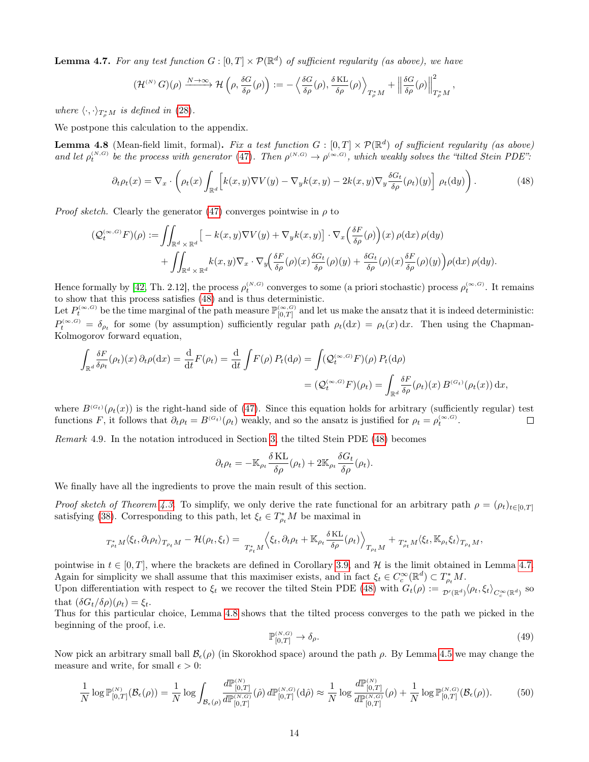**Lemma 4.7.** *For any test function $G : [0,T] \times \mathcal{P}(\mathbb{R}^d)$ of sufficient regularity (as above), we have*

$$(\mathcal{H}^{(N)} G)(\rho) \xrightarrow{N\to\infty} \mathcal{H}\left(\rho, \frac{\delta G}{\delta \rho}(\rho)\right) := -\left\langle \frac{\delta G}{\delta \rho}(\rho), \frac{\delta\, \mathrm{KL}}{\delta \rho}(\rho)\right\rangle_{T^*_\rho M} + \left\| \frac{\delta G}{\delta \rho}(\rho)\right\|^2_{T^*_\rho M},$$

*where $\langle \cdot,\cdot\rangle_{T^*_\rho M}$ is defined in (28).*

We postpone this calculation to the appendix.

**Lemma 4.8** (Mean-field limit, formal)**.** *Fix a test function $G : [0,T] \times \mathcal{P}(\mathbb{R}^d)$ of sufficient regularity (as above) and let $\rho^{(N,G)}_t$ be the process with generator (47). Then $\rho^{(N,G)} \to \rho^{(\infty,G)}$, which weakly solves the "tilted Stein PDE":*

$$\partial_t \rho_t(x) = \nabla_x \cdot \left( \rho_t(x) \int_{\mathbb{R}^d} \Big[ k(x,y)\nabla V(y) - \nabla_y k(x,y) - 2k(x,y)\nabla_y \frac{\delta G_t}{\delta \rho}(\rho_t)(y) \Big]\, \rho_t(\mathrm{d}y) \right). \tag{48}$$

*Proof sketch.* Clearly the generator (47) converges pointwise in $\rho$ to

$$\begin{aligned}
(\mathcal{Q}^{(\infty,G)}_t F)(\rho) := &\iint_{\mathbb{R}^d\times\mathbb{R}^d} \big[ -k(x,y)\nabla V(y) + \nabla_y k(x,y)\big] \cdot \nabla_x \Big( \frac{\delta F}{\delta \rho}(\rho)\Big)(x)\, \rho(\mathrm{d}x)\, \rho(\mathrm{d}y) \\
&+ \iint_{\mathbb{R}^d\times\mathbb{R}^d} k(x,y)\nabla_x \cdot \nabla_y \Big( \frac{\delta F}{\delta \rho}(\rho)(x) \frac{\delta G_t}{\delta \rho}(\rho)(y) + \frac{\delta G_t}{\delta \rho}(\rho)(x) \frac{\delta F}{\delta \rho}(\rho)(y)\Big) \rho(\mathrm{d}x)\, \rho(\mathrm{d}y).
\end{aligned}$$

Hence formally by [42, Th. 2.12], the process $\rho^{(N,G)}_t$ converges to some (a priori stochastic) process $\rho^{(\infty,G)}_t$. It remains to show that this process satisfies (48) and is thus deterministic.

Let $P^{(\infty,G)}_t$ be the time marginal of the path measure $\mathbb{P}^{(\infty,G)}_{[0,T]}$ and let us make the ansatz that it is indeed deterministic: $P^{(\infty,G)}_t = \delta_{\rho_t}$ for some (by assumption) sufficiently regular path $\rho_t(\mathrm{d}x) = \rho_t(x)\,\mathrm{d}x$. Then using the Chapman-Kolmogorov forward equation,

$$\begin{aligned}
\int_{\mathbb{R}^d} \frac{\delta F}{\delta \rho_t}(\rho_t)(x)\, \partial_t \rho(\mathrm{d}x) = \frac{\mathrm{d}}{\mathrm{d}t} F(\rho_t) = \frac{\mathrm{d}}{\mathrm{d}t} \int F(\rho)\, P_t(\mathrm{d}\rho) &= \int (\mathcal{Q}^{(\infty,G)}_t F)(\rho)\, P_t(\mathrm{d}\rho) \\
&= (\mathcal{Q}^{(\infty,G)}_t F)(\rho_t) = \int_{\mathbb{R}^d} \frac{\delta F}{\delta \rho}(\rho_t)(x)\, B^{(G_t)}(\rho_t(x))\,\mathrm{d}x,
\end{aligned}$$

where $B^{(G_t)}(\rho_t(x))$ is the right-hand side of (47). Since this equation holds for arbitrary (sufficiently regular) test functions $F$, it follows that $\partial_t \rho_t = B^{(G_t)}(\rho_t)$ weakly, and so the ansatz is justified for $\rho_t = \rho^{(\infty,G)}_t$. $\square$

*Remark* 4.9. In the notation introduced in Section 3, the tilted Stein PDE (48) becomes

$$\partial_t \rho_t = -\mathbb{K}_{\rho_t} \frac{\delta\, \mathrm{KL}}{\delta \rho}(\rho_t) + 2\mathbb{K}_{\rho_t} \frac{\delta G_t}{\delta \rho}(\rho_t).$$

We finally have all the ingredients to prove the main result of this section.

*Proof sketch of Theorem 4.3.* To simplify, we only derive the rate functional for an arbitrary path $\rho = (\rho_t)_{t\in[0,T]}$ satisfying (38). Corresponding to this path, let $\xi_t \in T^*_{\rho_t}M$ be maximal in

$${}_{T^*_{\rho_t}M}\langle \xi_t, \partial_t \rho_t\rangle_{T_{\rho_t}M} - \mathcal{H}(\rho_t, \xi_t) = {}_{T^*_{\rho_t}M}\Big\langle \xi_t, \partial_t \rho_t + \mathbb{K}_{\rho_t} \frac{\delta\, \mathrm{KL}}{\delta \rho}(\rho_t)\Big\rangle_{T_{\rho_t}M} + {}_{T^*_{\rho_t}M}\langle \xi_t, \mathbb{K}_{\rho_t}\xi_t\rangle_{T_{\rho_t}M},$$

pointwise in $t \in [0,T]$, where the brackets are defined in Corollary 3.9, and $\mathcal{H}$ is the limit obtained in Lemma 4.7. Again for simplicity we shall assume that this maximiser exists, and in fact $\xi_t \in C^\infty_c(\mathbb{R}^d) \subset T^*_{\rho_t}M$.

Upon differentiation with respect to $\xi_t$ we recover the tilted Stein PDE (48) with $G_t(\rho) := {}_{\mathcal{D}'(\mathbb{R}^d)}\langle \rho_t, \xi_t\rangle_{C^\infty_c(\mathbb{R}^d)}$ so that $(\delta G_t/\delta \rho)(\rho_t) = \xi_t$.

Thus for this particular choice, Lemma 4.8 shows that the tilted process converges to the path we picked in the beginning of the proof, i.e.

$$\mathbb{P}^{(N,G)}_{[0,T]} \to \delta_\rho. \tag{49}$$

Now pick an arbitrary small ball $\mathcal{B}_\epsilon(\rho)$ (in Skorokhod space) around the path $\rho$. By Lemma 4.5 we may change the measure and write, for small $\epsilon > 0$:

$$\frac{1}{N}\log \mathbb{P}^{(N)}_{[0,T]}(\mathcal{B}_\epsilon(\rho)) = \frac{1}{N}\log \int_{\mathcal{B}_\epsilon(\rho)} \frac{d\mathbb{P}^{(N)}_{[0,T]}}{d\mathbb{P}^{(N,G)}_{[0,T]}}(\hat\rho)\, d\mathbb{P}^{(N,G)}_{[0,T]}(\mathrm{d}\hat\rho) \approx \frac{1}{N}\log \frac{d\mathbb{P}^{(N)}_{[0,T]}}{d\mathbb{P}^{(N,G)}_{[0,T]}}(\rho) + \frac{1}{N}\log \mathbb{P}^{(N,G)}_{[0,T]}(\mathcal{B}_\epsilon(\rho)). \tag{50}$$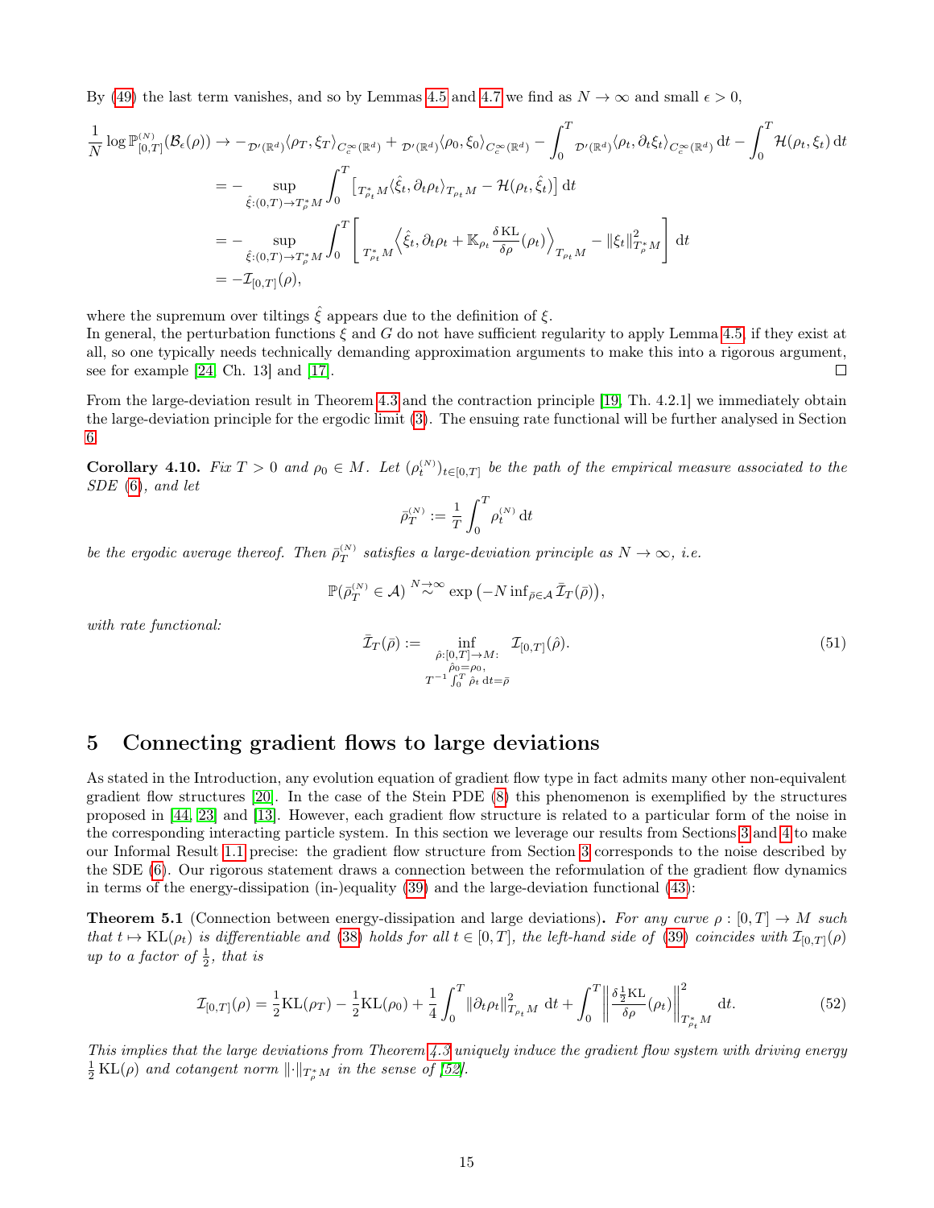By (49) the last term vanishes, and so by Lemmas 4.5 and 4.7 we find as $N \to \infty$ and small $\epsilon > 0$,

$$
\begin{aligned}
\frac{1}{N} \log \mathbb{P}^{(N)}_{[0,T]}(\mathcal{B}_\epsilon(\rho)) &\to -{}_{\mathcal{D}'(\mathbb{R}^d)}\langle \rho_T, \xi_T \rangle_{C_c^\infty(\mathbb{R}^d)} + {}_{\mathcal{D}'(\mathbb{R}^d)}\langle \rho_0, \xi_0 \rangle_{C_c^\infty(\mathbb{R}^d)} - \int_0^T {}_{\mathcal{D}'(\mathbb{R}^d)}\langle \rho_t, \partial_t \xi_t \rangle_{C_c^\infty(\mathbb{R}^d)} \,\mathrm{d}t - \int_0^T \mathcal{H}(\rho_t, \xi_t)\,\mathrm{d}t \\
&= - \sup_{\hat{\xi}:(0,T)\to T^*_\rho M} \int_0^T \left[ {}_{T^*_{\rho_t} M}\langle \hat{\xi}_t, \partial_t \rho_t \rangle_{T_{\rho_t} M} - \mathcal{H}(\rho_t, \hat{\xi}_t) \right] \mathrm{d}t \\
&= - \sup_{\hat{\xi}:(0,T)\to T^*_\rho M} \int_0^T \left[ {}_{T^*_{\rho_t} M}\Big\langle \hat{\xi}_t, \partial_t \rho_t + \mathbb{K}_{\rho_t} \frac{\delta \mathrm{KL}}{\delta \rho}(\rho_t) \Big\rangle_{T_{\rho_t} M} - \|\xi_t\|^2_{T^*_\rho M} \right] \mathrm{d}t \\
&= -\mathcal{I}_{[0,T]}(\rho),
\end{aligned}
$$

where the supremum over tiltings $\hat{\xi}$ appears due to the definition of $\xi$.
In general, the perturbation functions $\xi$ and $G$ do not have sufficient regularity to apply Lemma 4.5, if they exist at all, so one typically needs technically demanding approximation arguments to make this into a rigorous argument, see for example [24, Ch. 13] and [17]. □

From the large-deviation result in Theorem 4.3 and the contraction principle [19, Th. 4.2.1] we immediately obtain the large-deviation principle for the ergodic limit (3). The ensuing rate functional will be further analysed in Section 6.

**Corollary 4.10.** *Fix $T > 0$ and $\rho_0 \in M$. Let $(\rho_t^{(N)})_{t\in[0,T]}$ be the path of the empirical measure associated to the SDE (6), and let*

$$
\bar{\rho}_T^{(N)} := \frac{1}{T} \int_0^T \rho_t^{(N)} \,\mathrm{d}t
$$

*be the ergodic average thereof. Then $\bar{\rho}_T^{(N)}$ satisfies a large-deviation principle as $N \to \infty$, i.e.*

$$
\mathbb{P}(\bar{\rho}_T^{(N)} \in \mathcal{A}) \overset{N\to\infty}{\sim} \exp\big(-N \inf_{\bar{\rho}\in\mathcal{A}} \bar{\mathcal{I}}_T(\bar{\rho})\big),
$$

*with rate functional:*

$$
\bar{\mathcal{I}}_T(\bar{\rho}) := \inf_{\substack{\hat{\rho}:[0,T]\to M:\\ \hat{\rho}_0 = \rho_0,\\ T^{-1}\int_0^T \hat{\rho}_t \,\mathrm{d}t = \bar{\rho}}} \mathcal{I}_{[0,T]}(\hat{\rho}). \tag{51}
$$

# 5 Connecting gradient flows to large deviations

As stated in the Introduction, any evolution equation of gradient flow type in fact admits many other non-equivalent gradient flow structures [20]. In the case of the Stein PDE (8) this phenomenon is exemplified by the structures proposed in [44, 23] and [13]. However, each gradient flow structure is related to a particular form of the noise in the corresponding interacting particle system. In this section we leverage our results from Sections 3 and 4 to make our Informal Result 1.1 precise: the gradient flow structure from Section 3 corresponds to the noise described by the SDE (6). Our rigorous statement draws a connection between the reformulation of the gradient flow dynamics in terms of the energy-dissipation (in-)equality (39) and the large-deviation functional (43):

**Theorem 5.1** (Connection between energy-dissipation and large deviations)**.** *For any curve $\rho : [0,T] \to M$ such that $t \mapsto \mathrm{KL}(\rho_t)$ is differentiable and (38) holds for all $t \in [0,T]$, the left-hand side of (39) coincides with $\mathcal{I}_{[0,T]}(\rho)$ up to a factor of $\frac{1}{2}$, that is*

$$
\mathcal{I}_{[0,T]}(\rho) = \frac{1}{2}\mathrm{KL}(\rho_T) - \frac{1}{2}\mathrm{KL}(\rho_0) + \frac{1}{4}\int_0^T \|\partial_t \rho_t\|^2_{T_{\rho_t} M} \,\mathrm{d}t + \int_0^T \left\| \frac{\delta \frac{1}{2}\mathrm{KL}}{\delta \rho}(\rho_t) \right\|^2_{T^*_{\rho_t} M} \mathrm{d}t. \tag{52}
$$

*This implies that the large deviations from Theorem 4.3 uniquely induce the gradient flow system with driving energy $\frac{1}{2}\,\mathrm{KL}(\rho)$ and cotangent norm $\|\cdot\|_{T^*_\rho M}$ in the sense of [52].*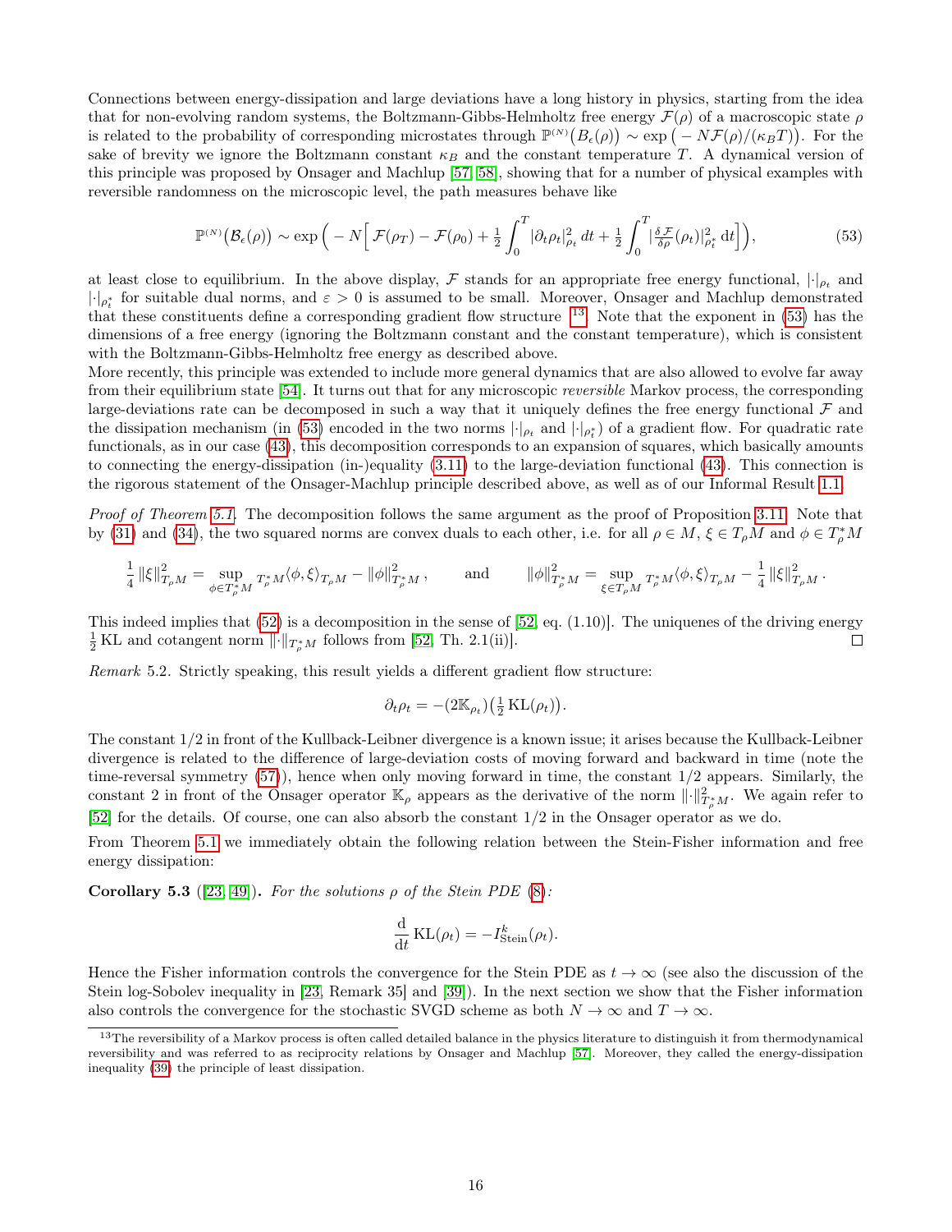Connections between energy-dissipation and large deviations have a long history in physics, starting from the idea that for non-evolving random systems, the Boltzmann-Gibbs-Helmholtz free energy $\mathcal{F}(\rho)$ of a macroscopic state $\rho$ is related to the probability of corresponding microstates through $\mathbb{P}^{(N)}\big(B_\epsilon(\rho)\big) \sim \exp\big(-N\mathcal{F}(\rho)/(\kappa_B T)\big)$. For the sake of brevity we ignore the Boltzmann constant $\kappa_B$ and the constant temperature $T$. A dynamical version of this principle was proposed by Onsager and Machlup [57, 58], showing that for a number of physical examples with reversible randomness on the microscopic level, the path measures behave like

$$
\mathbb{P}^{(N)}\big(\mathcal{B}_\epsilon(\rho)\big) \sim \exp\Big(-N\Big[\mathcal{F}(\rho_T) - \mathcal{F}(\rho_0) + \tfrac{1}{2}\int_0^T |\partial_t \rho_t|^2_{\rho_t}\,dt + \tfrac{1}{2}\int_0^T |\tfrac{\delta\mathcal{F}}{\delta\rho}(\rho_t)|^2_{\rho_t^*}\,\mathrm{d}t\Big]\Big), \tag{53}
$$

at least close to equilibrium. In the above display, $\mathcal{F}$ stands for an appropriate free energy functional, $|\cdot|_{\rho_t}$ and $|\cdot|_{\rho_t^*}$ for suitable dual norms, and $\varepsilon > 0$ is assumed to be small. Moreover, Onsager and Machlup demonstrated that these constituents define a corresponding gradient flow structure [13]. Note that the exponent in (53) has the dimensions of a free energy (ignoring the Boltzmann constant and the constant temperature), which is consistent with the Boltzmann-Gibbs-Helmholtz free energy as described above.

More recently, this principle was extended to include more general dynamics that are also allowed to evolve far away from their equilibrium state [54]. It turns out that for any microscopic *reversible* Markov process, the corresponding large-deviations rate can be decomposed in such a way that it uniquely defines the free energy functional $\mathcal{F}$ and the dissipation mechanism (in (53) encoded in the two norms $|\cdot|_{\rho_t}$ and $|\cdot|_{\rho_t^*}$) of a gradient flow. For quadratic rate functionals, as in our case (43), this decomposition corresponds to an expansion of squares, which basically amounts to connecting the energy-dissipation (in-)equality (3.11) to the large-deviation functional (43). This connection is the rigorous statement of the Onsager-Machlup principle described above, as well as of our Informal Result 1.1.

*Proof of Theorem 5.1.* The decomposition follows the same argument as the proof of Proposition 3.11. Note that by (31) and (34), the two squared norms are convex duals to each other, i.e. for all $\rho \in M$, $\xi \in T_\rho M$ and $\phi \in T_\rho^* M$

$$
\frac{1}{4}\|\xi\|^2_{T_\rho M} = \sup_{\phi \in T_\rho^* M} {}_{T_\rho^* M}\langle \phi, \xi\rangle_{T_\rho M} - \|\phi\|^2_{T_\rho^* M}, \qquad \text{and} \qquad \|\phi\|^2_{T_\rho^* M} = \sup_{\xi \in T_\rho M} {}_{T_\rho^* M}\langle \phi, \xi\rangle_{T_\rho M} - \frac{1}{4}\|\xi\|^2_{T_\rho M}.
$$

This indeed implies that (52) is a decomposition in the sense of [52, eq. (1.10)]. The uniquenes of the driving energy $\frac{1}{2}\,\mathrm{KL}$ and cotangent norm $\|\cdot\|_{T_\rho^* M}$ follows from [52, Th. 2.1(ii)]. □

*Remark* 5.2. Strictly speaking, this result yields a different gradient flow structure:

$$
\partial_t \rho_t = -(2\mathbb{K}_{\rho_t})\big(\tfrac{1}{2}\,\mathrm{KL}(\rho_t)\big).
$$

The constant 1/2 in front of the Kullback-Leibner divergence is a known issue; it arises because the Kullback-Leibner divergence is related to the difference of large-deviation costs of moving forward and backward in time (note the time-reversal symmetry (57)), hence when only moving forward in time, the constant 1/2 appears. Similarly, the constant 2 in front of the Onsager operator $\mathbb{K}_\rho$ appears as the derivative of the norm $\|\cdot\|^2_{T_\rho^* M}$. We again refer to [52] for the details. Of course, one can also absorb the constant 1/2 in the Onsager operator as we do.

From Theorem 5.1 we immediately obtain the following relation between the Stein-Fisher information and free energy dissipation:

**Corollary 5.3** ([23, 49])**.** *For the solutions $\rho$ of the Stein PDE (8):*

$$
\frac{\mathrm{d}}{\mathrm{d}t}\,\mathrm{KL}(\rho_t) = -I^k_{\mathrm{Stein}}(\rho_t).
$$

Hence the Fisher information controls the convergence for the Stein PDE as $t \to \infty$ (see also the discussion of the Stein log-Sobolev inequality in [23, Remark 35] and [39]). In the next section we show that the Fisher information also controls the convergence for the stochastic SVGD scheme as both $N \to \infty$ and $T \to \infty$.

[13] The reversibility of a Markov process is often called detailed balance in the physics literature to distinguish it from thermodynamical reversibility and was referred to as reciprocity relations by Onsager and Machlup [57]. Moreover, they called the energy-dissipation inequality (39) the principle of least dissipation.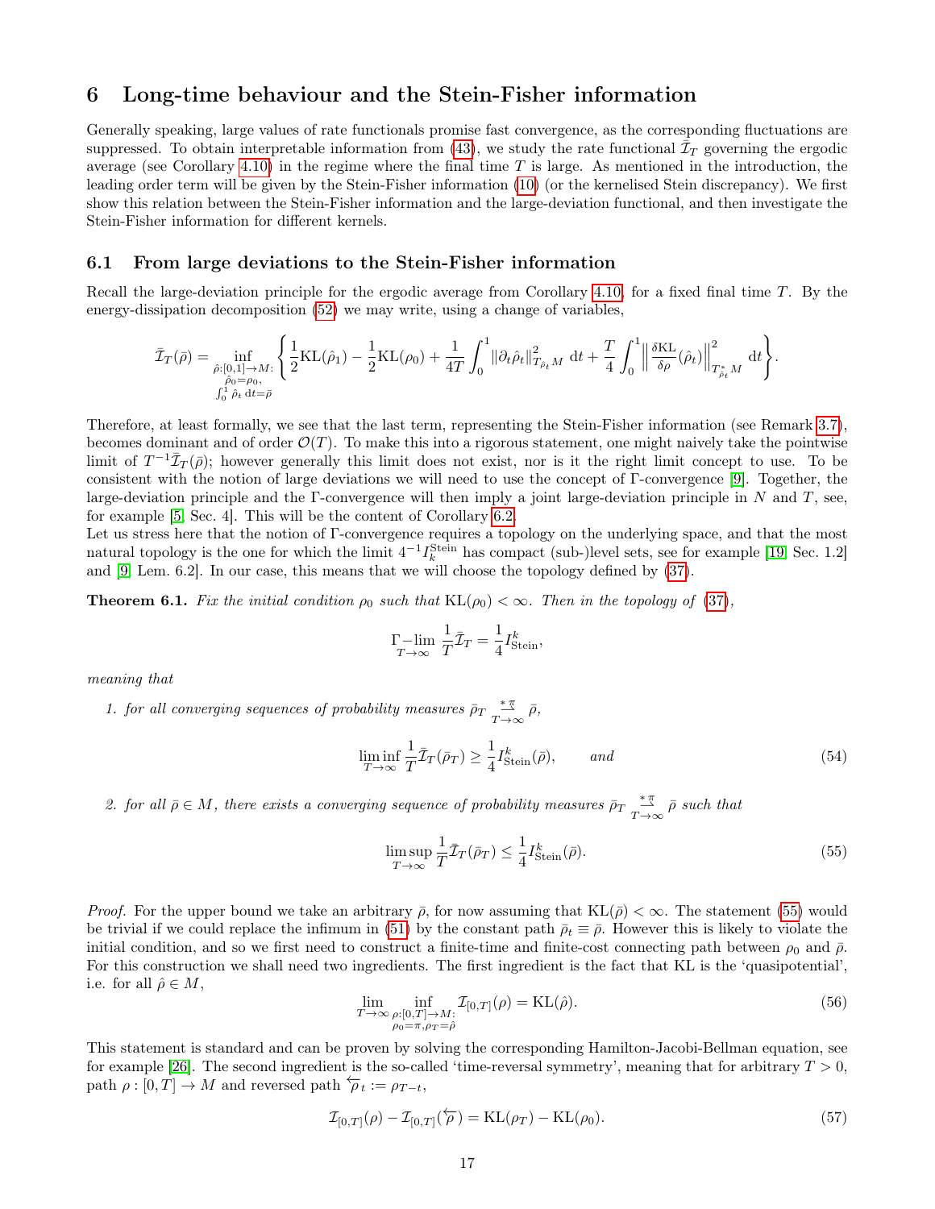# 6 Long-time behaviour and the Stein-Fisher information

Generally speaking, large values of rate functionals promise fast convergence, as the corresponding fluctuations are suppressed. To obtain interpretable information from (43), we study the rate functional $\bar{\mathcal{I}}_T$ governing the ergodic average (see Corollary 4.10) in the regime where the final time $T$ is large. As mentioned in the introduction, the leading order term will be given by the Stein-Fisher information (10) (or the kernelised Stein discrepancy). We first show this relation between the Stein-Fisher information and the large-deviation functional, and then investigate the Stein-Fisher information for different kernels.

## 6.1 From large deviations to the Stein-Fisher information

Recall the large-deviation principle for the ergodic average from Corollary 4.10, for a fixed final time $T$. By the energy-dissipation decomposition (52) we may write, using a change of variables,

$$\bar{\mathcal{I}}_T(\bar{\rho}) = \inf_{\substack{\hat{\rho}:[0,1]\to M: \\ \hat{\rho}_0=\rho_0, \\ \int_0^1 \hat{\rho}_t \,\mathrm{d}t=\bar{\rho}}} \left\{ \frac{1}{2}\mathrm{KL}(\hat{\rho}_1) - \frac{1}{2}\mathrm{KL}(\rho_0) + \frac{1}{4T}\int_0^1 \|\partial_t \hat{\rho}_t\|^2_{T_{\hat{\rho}_t}M} \,\mathrm{d}t + \frac{T}{4}\int_0^1 \left\| \frac{\delta \mathrm{KL}}{\delta \rho}(\hat{\rho}_t)\right\|^2_{T^*_{\hat{\rho}_t}M} \mathrm{d}t \right\}.$$

Therefore, at least formally, we see that the last term, representing the Stein-Fisher information (see Remark 3.7), becomes dominant and of order $\mathcal{O}(T)$. To make this into a rigorous statement, one might naively take the pointwise limit of $T^{-1}\bar{\mathcal{I}}_T(\bar{\rho})$; however generally this limit does not exist, nor is it the right limit concept to use. To be consistent with the notion of large deviations we will need to use the concept of Γ-convergence [9]. Together, the large-deviation principle and the Γ-convergence will then imply a joint large-deviation principle in $N$ and $T$, see, for example [5, Sec. 4]. This will be the content of Corollary 6.2.

Let us stress here that the notion of Γ-convergence requires a topology on the underlying space, and that the most natural topology is the one for which the limit $4^{-1}I^{\mathrm{Stein}}_k$ has compact (sub-)level sets, see for example [19, Sec. 1.2] and [9, Lem. 6.2]. In our case, this means that we will choose the topology defined by (37).

**Theorem 6.1.** *Fix the initial condition $\rho_0$ such that $\mathrm{KL}(\rho_0) < \infty$. Then in the topology of (37),*

$$\Gamma\!-\!\lim_{T\to\infty} \frac{1}{T}\bar{\mathcal{I}}_T = \frac{1}{4}I^k_{\mathrm{Stein}},$$

*meaning that*

1. *for all converging sequences of probability measures $\bar{\rho}_T \overset{*\pi}{\underset{T\to\infty}{\rightharpoonup}} \bar{\rho}$,*

$$\liminf_{T\to\infty} \frac{1}{T}\bar{\mathcal{I}}_T(\bar{\rho}_T) \geq \frac{1}{4}I^k_{\mathrm{Stein}}(\bar{\rho}), \qquad \textit{and} \tag{54}$$

2. *for all $\bar{\rho} \in M$, there exists a converging sequence of probability measures $\bar{\rho}_T \overset{*\pi}{\underset{T\to\infty}{\rightharpoonup}} \bar{\rho}$ such that*

$$\limsup_{T\to\infty} \frac{1}{T}\bar{\mathcal{I}}_T(\bar{\rho}_T) \leq \frac{1}{4}I^k_{\mathrm{Stein}}(\bar{\rho}). \tag{55}$$

*Proof.* For the upper bound we take an arbitrary $\bar{\rho}$, for now assuming that $\mathrm{KL}(\bar{\rho}) < \infty$. The statement (55) would be trivial if we could replace the infimum in (51) by the constant path $\bar{\rho}_t \equiv \bar{\rho}$. However this is likely to violate the initial condition, and so we first need to construct a finite-time and finite-cost connecting path between $\rho_0$ and $\bar{\rho}$. For this construction we shall need two ingredients. The first ingredient is the fact that KL is the 'quasipotential', i.e. for all $\hat{\rho} \in M$,

$$\lim_{T\to\infty} \inf_{\substack{\rho:[0,T]\to M: \\ \rho_0=\pi, \rho_T=\hat{\rho}}} \mathcal{I}_{[0,T]}(\rho) = \mathrm{KL}(\hat{\rho}). \tag{56}$$

This statement is standard and can be proven by solving the corresponding Hamilton-Jacobi-Bellman equation, see for example [26]. The second ingredient is the so-called 'time-reversal symmetry', meaning that for arbitrary $T > 0$, path $\rho : [0,T] \to M$ and reversed path $\overleftarrow{\rho}_t := \rho_{T-t}$,

$$\mathcal{I}_{[0,T]}(\rho) - \mathcal{I}_{[0,T]}(\overleftarrow{\rho}) = \mathrm{KL}(\rho_T) - \mathrm{KL}(\rho_0). \tag{57}$$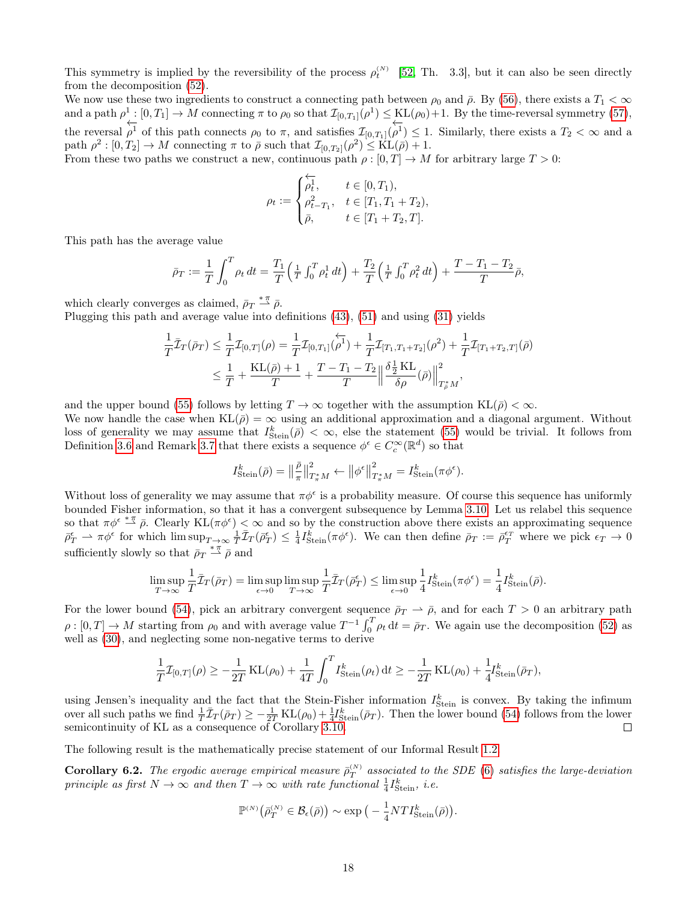This symmetry is implied by the reversibility of the process $\rho_t^{(N)}$ [52, Th. 3.3], but it can also be seen directly from the decomposition (52).
We now use these two ingredients to construct a connecting path between $\rho_0$ and $\bar\rho$. By (56), there exists a $T_1 < \infty$ and a path $\rho^1 : [0, T_1] \to M$ connecting $\pi$ to $\rho_0$ so that $\mathcal{I}_{[0,T_1]}(\rho^1) \le \mathrm{KL}(\rho_0)+1$. By the time-reversal symmetry (57), the reversal $\overleftarrow{\rho^1}$ of this path connects $\rho_0$ to $\pi$, and satisfies $\mathcal{I}_{[0,T_1]}(\overleftarrow{\rho^1}) \le 1$. Similarly, there exists a $T_2 < \infty$ and a path $\rho^2 : [0, T_2] \to M$ connecting $\pi$ to $\bar\rho$ such that $\mathcal{I}_{[0,T_2]}(\rho^2) \le \mathrm{KL}(\bar\rho) + 1$.
From these two paths we construct a new, continuous path $\rho : [0, T] \to M$ for arbitrary large $T > 0$:

$$
\rho_t := \begin{cases} \overleftarrow{\rho^1_t}, & t \in [0, T_1), \\ \rho^2_{t-T_1}, & t \in [T_1, T_1 + T_2), \\ \bar\rho, & t \in [T_1 + T_2, T]. \end{cases}
$$

This path has the average value

$$
\bar\rho_T := \frac{1}{T}\int_0^T \rho_t \, dt = \frac{T_1}{T}\Big(\tfrac{1}{T}\textstyle\int_0^T \rho^1_t \, dt\Big) + \frac{T_2}{T}\Big(\tfrac{1}{T}\textstyle\int_0^T \rho^2_t \, dt\Big) + \frac{T - T_1 - T_2}{T}\bar\rho,
$$

which clearly converges as claimed, $\bar\rho_T \overset{*\pi}{\rightharpoonup} \bar\rho$.
Plugging this path and average value into definitions (43), (51) and using (31) yields

$$
\begin{aligned}
\frac{1}{T}\bar{\mathcal{I}}_T(\bar\rho_T) \le \frac{1}{T}\mathcal{I}_{[0,T]}(\rho) &= \frac{1}{T}\mathcal{I}_{[0,T_1]}(\overleftarrow{\rho^1}) + \frac{1}{T}\mathcal{I}_{[T_1,T_1+T_2]}(\rho^2) + \frac{1}{T}\mathcal{I}_{[T_1+T_2,T]}(\bar\rho) \\
&\le \frac{1}{T} + \frac{\mathrm{KL}(\bar\rho)+1}{T} + \frac{T - T_1 - T_2}{T}\Big\| \frac{\delta \frac{1}{2}\mathrm{KL}}{\delta\rho}(\bar\rho)\Big\|^2_{T^*_{\bar\rho}M},
\end{aligned}
$$

and the upper bound (55) follows by letting $T \to \infty$ together with the assumption $\mathrm{KL}(\bar\rho) < \infty$.
We now handle the case when $\mathrm{KL}(\bar\rho) = \infty$ using an additional approximation and a diagonal argument. Without loss of generality we may assume that $I^k_{\mathrm{Stein}}(\bar\rho) < \infty$, else the statement (55) would be trivial. It follows from Definition 3.6 and Remark 3.7 that there exists a sequence $\phi^\epsilon \in C_c^\infty(\mathbb{R}^d)$ so that

$$
I^k_{\mathrm{Stein}}(\bar\rho) = \big\| \tfrac{\bar\rho}{\pi}\big\|^2_{T^*_\pi M} \leftarrow \big\|\phi^\epsilon\big\|^2_{T^*_\pi M} = I^k_{\mathrm{Stein}}(\pi\phi^\epsilon).
$$

Without loss of generality we may assume that $\pi\phi^\epsilon$ is a probability measure. Of course this sequence has uniformly bounded Fisher information, so that it has a convergent subsequence by Lemma 3.10. Let us relabel this sequence so that $\pi\phi^\epsilon \overset{*\pi}{\rightharpoonup} \bar\rho$. Clearly $\mathrm{KL}(\pi\phi^\epsilon) < \infty$ and so by the construction above there exists an approximating sequence $\bar\rho^\epsilon_T \rightharpoonup \pi\phi^\epsilon$ for which $\limsup_{T\to\infty} \frac{1}{T}\bar{\mathcal{I}}_T(\bar\rho^\epsilon_T) \le \frac{1}{4}I^k_{\mathrm{Stein}}(\pi\phi^\epsilon)$. We can then define $\bar\rho_T := \bar\rho^{\epsilon_T}_T$ where we pick $\epsilon_T \to 0$ sufficiently slowly so that $\bar\rho_T \overset{*\pi}{\rightharpoonup} \bar\rho$ and

$$
\limsup_{T\to\infty} \frac{1}{T}\bar{\mathcal{I}}_T(\bar\rho_T) = \limsup_{\epsilon\to 0}\limsup_{T\to\infty} \frac{1}{T}\bar{\mathcal{I}}_T(\bar\rho^\epsilon_T) \le \limsup_{\epsilon\to 0} \frac{1}{4}I^k_{\mathrm{Stein}}(\pi\phi^\epsilon) = \frac{1}{4}I^k_{\mathrm{Stein}}(\bar\rho).
$$

For the lower bound (54), pick an arbitrary convergent sequence $\bar\rho_T \rightharpoonup \bar\rho$, and for each $T > 0$ an arbitrary path $\rho : [0, T] \to M$ starting from $\rho_0$ and with average value $T^{-1}\int_0^T \rho_t \, dt = \bar\rho_T$. We again use the decomposition (52) as well as (30), and neglecting some non-negative terms to derive

$$
\frac{1}{T}\mathcal{I}_{[0,T]}(\rho) \ge -\frac{1}{2T}\mathrm{KL}(\rho_0) + \frac{1}{4T}\int_0^T I^k_{\mathrm{Stein}}(\rho_t)\, dt \ge -\frac{1}{2T}\mathrm{KL}(\rho_0) + \frac{1}{4}I^k_{\mathrm{Stein}}(\bar\rho_T),
$$

using Jensen's inequality and the fact that the Stein-Fisher information $I^k_{\mathrm{Stein}}$ is convex. By taking the infimum over all such paths we find $\frac{1}{T}\bar{\mathcal{I}}_T(\bar\rho_T) \ge -\frac{1}{2T}\mathrm{KL}(\rho_0) + \frac{1}{4}I^k_{\mathrm{Stein}}(\bar\rho_T)$. Then the lower bound (54) follows from the lower semicontinuity of KL as a consequence of Corollary 3.10. ∎

The following result is the mathematically precise statement of our Informal Result 1.2.

**Corollary 6.2.** *The ergodic average empirical measure $\bar\rho_T^{(N)}$ associated to the SDE (6) satisfies the large-deviation principle as first $N \to \infty$ and then $T \to \infty$ with rate functional $\frac{1}{4}I^k_{\mathrm{Stein}}$, i.e.*

$$
\mathbb{P}^{(N)}\big(\bar\rho_T^{(N)} \in \mathcal{B}_\epsilon(\bar\rho)\big) \sim \exp\big(-\tfrac{1}{4}NT I^k_{\mathrm{Stein}}(\bar\rho)\big).
$$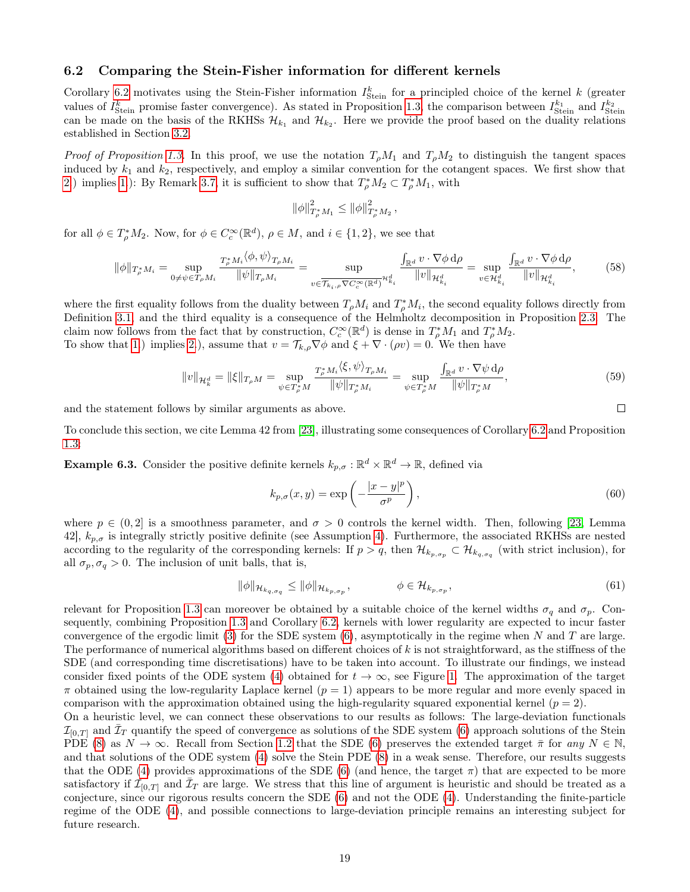### 6.2 Comparing the Stein-Fisher information for different kernels

Corollary 6.2 motivates using the Stein-Fisher information $I^k_{\mathrm{Stein}}$ for a principled choice of the kernel $k$ (greater values of $I^k_{\mathrm{Stein}}$ promise faster convergence). As stated in Proposition 1.3, the comparison between $I^{k_1}_{\mathrm{Stein}}$ and $I^{k_2}_{\mathrm{Stein}}$ can be made on the basis of the RKHSs $\mathcal{H}_{k_1}$ and $\mathcal{H}_{k_2}$. Here we provide the proof based on the duality relations established in Section 3.2.

*Proof of Proposition 1.3.* In this proof, we use the notation $T_\rho M_1$ and $T_\rho M_2$ to distinguish the tangent spaces induced by $k_1$ and $k_2$, respectively, and employ a similar convention for the cotangent spaces. We first show that 2.) implies 1.): By Remark 3.7, it is sufficient to show that $T^*_\rho M_2 \subset T^*_\rho M_1$, with

$$
\|\phi\|^2_{T^*_\rho M_1} \leq \|\phi\|^2_{T^*_\rho M_2},
$$

for all $\phi \in T^*_\rho M_2$. Now, for $\phi \in C^\infty_c(\mathbb{R}^d)$, $\rho \in M$, and $i \in \{1,2\}$, we see that

$$
\|\phi\|_{T^*_\rho M_i} = \sup_{0 \neq \psi \in T_\rho M_i} \frac{{}_{T^*_\rho M_i}\langle \phi, \psi \rangle_{T_\rho M_i}}{\|\psi\|_{T_\rho M_i}} = \sup_{v \in \overline{\mathcal{T}_{k_i,\rho} \nabla C^\infty_c(\mathbb{R}^d)}^{\mathcal{H}^d_{k_i}}} \frac{\int_{\mathbb{R}^d} v \cdot \nabla \phi \, \mathrm{d}\rho}{\|v\|_{\mathcal{H}^d_{k_i}}} = \sup_{v \in \mathcal{H}^d_{k_i}} \frac{\int_{\mathbb{R}^d} v \cdot \nabla \phi \, \mathrm{d}\rho}{\|v\|_{\mathcal{H}^d_{k_i}}}, \tag{58}
$$

where the first equality follows from the duality between $T_\rho M_i$ and $T^*_\rho M_i$, the second equality follows directly from Definition 3.1, and the third equality is a consequence of the Helmholtz decomposition in Proposition 2.3. The claim now follows from the fact that by construction, $C^\infty_c(\mathbb{R}^d)$ is dense in $T^*_\rho M_1$ and $T^*_\rho M_2$.
To show that 1.) implies 2.), assume that $v = \mathcal{T}_{k,\rho} \nabla \phi$ and $\xi + \nabla \cdot (\rho v) = 0$. We then have

$$
\|v\|_{\mathcal{H}^d_k} = \|\xi\|_{T_\rho M} = \sup_{\psi \in T^*_\rho M} \frac{{}_{T^*_\rho M_i}\langle \xi, \psi \rangle_{T_\rho M_i}}{\|\psi\|_{T^*_\rho M_i}} = \sup_{\psi \in T^*_\rho M} \frac{\int_{\mathbb{R}^d} v \cdot \nabla \psi \, \mathrm{d}\rho}{\|\psi\|_{T^*_\rho M}}, \tag{59}
$$

and the statement follows by similar arguments as above. $\square$

To conclude this section, we cite Lemma 42 from [23], illustrating some consequences of Corollary 6.2 and Proposition 1.3:

**Example 6.3.** Consider the positive definite kernels $k_{p,\sigma} : \mathbb{R}^d \times \mathbb{R}^d \to \mathbb{R}$, defined via

$$
k_{p,\sigma}(x,y) = \exp\left(-\frac{|x-y|^p}{\sigma^p}\right), \tag{60}
$$

where $p \in (0,2]$ is a smoothness parameter, and $\sigma > 0$ controls the kernel width. Then, following [23, Lemma 42], $k_{p,\sigma}$ is integrally strictly positive definite (see Assumption 4). Furthermore, the associated RKHSs are nested according to the regularity of the corresponding kernels: If $p > q$, then $\mathcal{H}_{k_{p,\sigma_p}} \subset \mathcal{H}_{k_{q,\sigma_q}}$ (with strict inclusion), for all $\sigma_p, \sigma_q > 0$. The inclusion of unit balls, that is,

$$
\|\phi\|_{\mathcal{H}_{k_{q,\sigma_q}}} \leq \|\phi\|_{\mathcal{H}_{k_{p,\sigma_p}}}, \qquad \phi \in \mathcal{H}_{k_{p,\sigma_p}}, \tag{61}
$$

relevant for Proposition 1.3 can moreover be obtained by a suitable choice of the kernel widths $\sigma_q$ and $\sigma_p$. Consequently, combining Proposition 1.3 and Corollary 6.2, kernels with lower regularity are expected to incur faster convergence of the ergodic limit (3) for the SDE system (6), asymptotically in the regime when $N$ and $T$ are large. The performance of numerical algorithms based on different choices of $k$ is not straightforward, as the stiffness of the SDE (and corresponding time discretisations) have to be taken into account. To illustrate our findings, we instead consider fixed points of the ODE system (4) obtained for $t \to \infty$, see Figure 1. The approximation of the target $\pi$ obtained using the low-regularity Laplace kernel ($p = 1$) appears to be more regular and more evenly spaced in comparison with the approximation obtained using the high-regularity squared exponential kernel ($p = 2$).
On a heuristic level, we can connect these observations to our results as follows: The large-deviation functionals $\mathcal{I}_{[0,T]}$ and $\bar{\mathcal{I}}_T$ quantify the speed of convergence as solutions of the SDE system (6) approach solutions of the Stein PDE (8) as $N \to \infty$. Recall from Section 1.2 that the SDE (6) preserves the extended target $\bar{\pi}$ for *any* $N \in \mathbb{N}$, and that solutions of the ODE system (4) solve the Stein PDE (8) in a weak sense. Therefore, our results suggests that the ODE (4) provides approximations of the SDE (6) (and hence, the target $\pi$) that are expected to be more satisfactory if $\mathcal{I}_{[0,T]}$ and $\bar{\mathcal{I}}_T$ are large. We stress that this line of argument is heuristic and should be treated as a conjecture, since our rigorous results concern the SDE (6) and not the ODE (4). Understanding the finite-particle regime of the ODE (4), and possible connections to large-deviation principle remains an interesting subject for future research.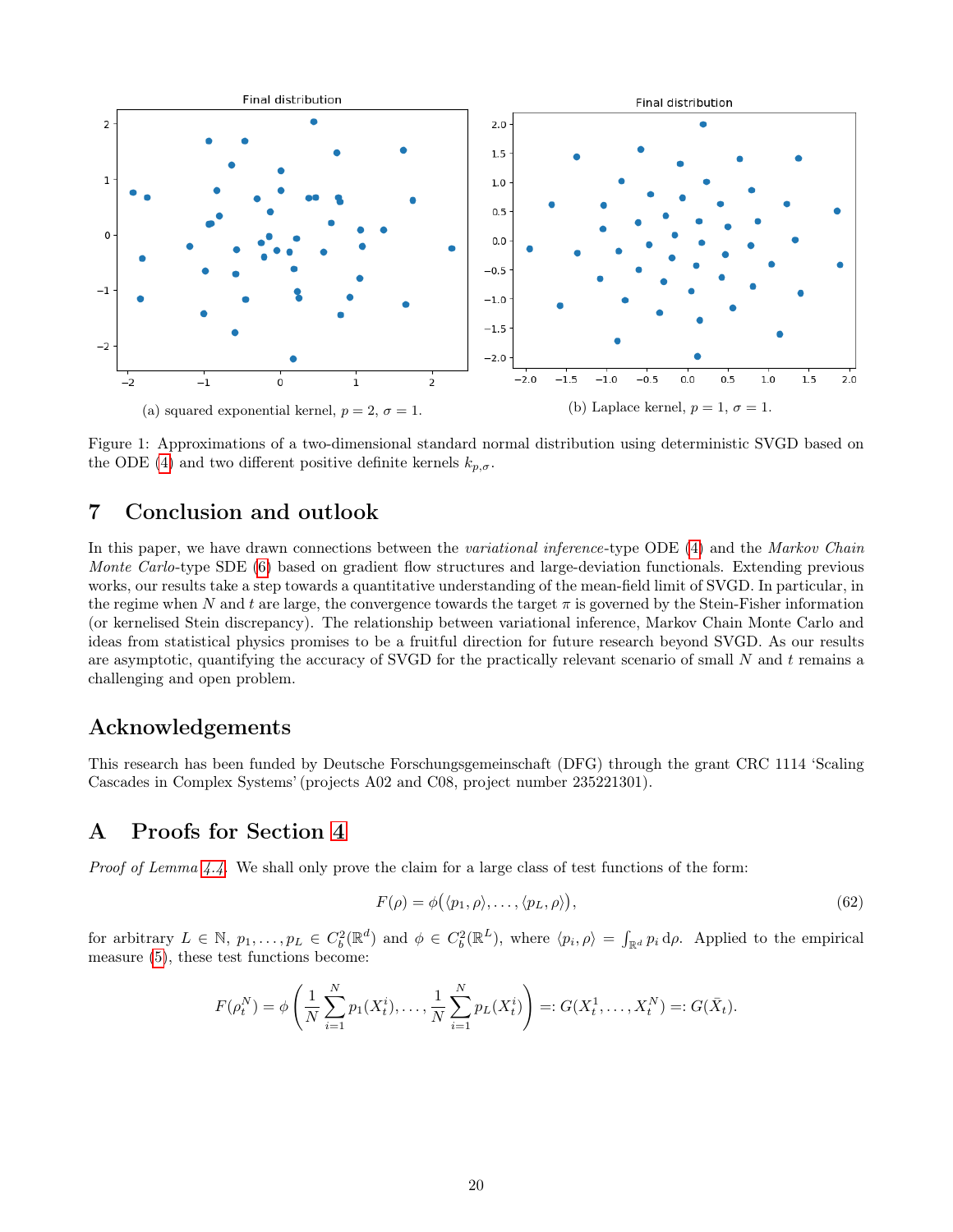(a) squared exponential kernel, $p = 2$, $\sigma = 1$.

(b) Laplace kernel, $p = 1$, $\sigma = 1$.

Figure 1: Approximations of a two-dimensional standard normal distribution using deterministic SVGD based on the ODE (4) and two different positive definite kernels $k_{p,\sigma}$.

## 7 Conclusion and outlook

In this paper, we have drawn connections between the *variational inference*-type ODE (4) and the *Markov Chain Monte Carlo*-type SDE (6) based on gradient flow structures and large-deviation functionals. Extending previous works, our results take a step towards a quantitative understanding of the mean-field limit of SVGD. In particular, in the regime when $N$ and $t$ are large, the convergence towards the target $\pi$ is governed by the Stein-Fisher information (or kernelised Stein discrepancy). The relationship between variational inference, Markov Chain Monte Carlo and ideas from statistical physics promises to be a fruitful direction for future research beyond SVGD. As our results are asymptotic, quantifying the accuracy of SVGD for the practically relevant scenario of small $N$ and $t$ remains a challenging and open problem.

## Acknowledgements

This research has been funded by Deutsche Forschungsgemeinschaft (DFG) through the grant CRC 1114 'Scaling Cascades in Complex Systems' (projects A02 and C08, project number 235221301).

## A Proofs for Section 4

*Proof of Lemma 4.4.* We shall only prove the claim for a large class of test functions of the form:

$$F(\rho) = \phi\big(\langle p_1, \rho\rangle, \ldots, \langle p_L, \rho\rangle\big), \tag{62}$$

for arbitrary $L \in \mathbb{N}$, $p_1, \ldots, p_L \in C_b^2(\mathbb{R}^d)$ and $\phi \in C_b^2(\mathbb{R}^L)$, where $\langle p_i, \rho\rangle = \int_{\mathbb{R}^d} p_i \, \mathrm{d}\rho$. Applied to the empirical measure (5), these test functions become:

$$F(\rho_t^N) = \phi\left(\frac{1}{N}\sum_{i=1}^N p_1(X_t^i), \ldots, \frac{1}{N}\sum_{i=1}^N p_L(X_t^i)\right) =: G(X_t^1, \ldots, X_t^N) =: G(\bar{X}_t).$$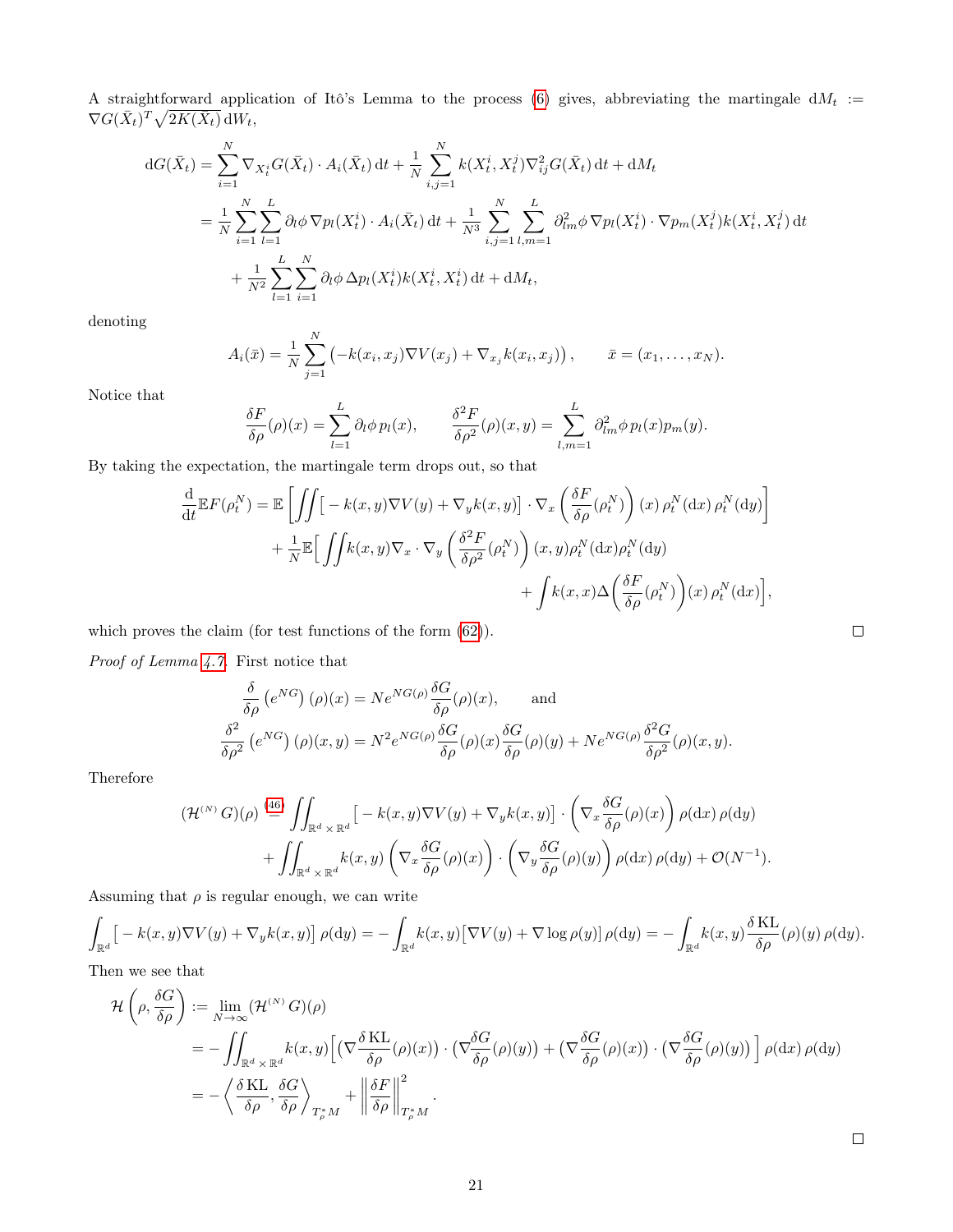A straightforward application of Itô's Lemma to the process (6) gives, abbreviating the martingale $\mathrm{d}M_t := \nabla G(\bar{X}_t)^T \sqrt{2K(\bar{X}_t)}\,\mathrm{d}W_t$,

$$
\begin{aligned}
\mathrm{d}G(\bar{X}_t) &= \sum_{i=1}^{N} \nabla_{X_t^i} G(\bar{X}_t) \cdot A_i(\bar{X}_t)\,\mathrm{d}t + \frac{1}{N}\sum_{i,j=1}^{N} k(X_t^i, X_t^j)\nabla_{ij}^2 G(\bar{X}_t)\,\mathrm{d}t + \mathrm{d}M_t \\
&= \frac{1}{N}\sum_{i=1}^{N}\sum_{l=1}^{L} \partial_l \phi\, \nabla p_l(X_t^i)\cdot A_i(\bar{X}_t)\,\mathrm{d}t + \frac{1}{N^3}\sum_{i,j=1}^{N}\sum_{l,m=1}^{L} \partial_{lm}^2\phi\,\nabla p_l(X_t^i)\cdot\nabla p_m(X_t^j) k(X_t^i, X_t^j)\,\mathrm{d}t \\
&\quad + \frac{1}{N^2}\sum_{l=1}^{L}\sum_{i=1}^{N} \partial_l \phi\, \Delta p_l(X_t^i) k(X_t^i, X_t^i)\,\mathrm{d}t + \mathrm{d}M_t,
\end{aligned}
$$

denoting

$$
A_i(\bar{x}) = \frac{1}{N}\sum_{j=1}^{N}\left(-k(x_i,x_j)\nabla V(x_j) + \nabla_{x_j} k(x_i,x_j)\right), \qquad \bar{x} = (x_1,\ldots,x_N).
$$

Notice that

$$
\frac{\delta F}{\delta \rho}(\rho)(x) = \sum_{l=1}^{L} \partial_l\phi\, p_l(x), \qquad \frac{\delta^2 F}{\delta\rho^2}(\rho)(x,y) = \sum_{l,m=1}^{L} \partial_{lm}^2 \phi\, p_l(x) p_m(y).
$$

By taking the expectation, the martingale term drops out, so that

$$
\begin{aligned}
\frac{\mathrm{d}}{\mathrm{d}t}\mathbb{E}F(\rho_t^N) &= \mathbb{E}\left[\iint \big[-k(x,y)\nabla V(y) + \nabla_y k(x,y)\big]\cdot\nabla_x\left(\frac{\delta F}{\delta\rho}(\rho_t^N)\right)(x)\,\rho_t^N(\mathrm{d}x)\,\rho_t^N(\mathrm{d}y)\right] \\
&\quad + \frac{1}{N}\mathbb{E}\Big[\iint k(x,y)\nabla_x\cdot\nabla_y\left(\frac{\delta^2 F}{\delta\rho^2}(\rho_t^N)\right)(x,y)\rho_t^N(\mathrm{d}x)\rho_t^N(\mathrm{d}y) \\
&\qquad\qquad + \int k(x,x)\Delta\Big(\frac{\delta F}{\delta\rho}(\rho_t^N)\Big)(x)\,\rho_t^N(\mathrm{d}x)\Big],
\end{aligned}
$$

which proves the claim (for test functions of the form (62)). □

*Proof of Lemma 4.7.* First notice that

$$
\begin{aligned}
&\frac{\delta}{\delta\rho}\left(e^{NG}\right)(\rho)(x) = Ne^{NG(\rho)}\frac{\delta G}{\delta\rho}(\rho)(x), \qquad \text{and} \\
&\frac{\delta^2}{\delta\rho^2}\left(e^{NG}\right)(\rho)(x,y) = N^2 e^{NG(\rho)}\frac{\delta G}{\delta\rho}(\rho)(x)\frac{\delta G}{\delta\rho}(\rho)(y) + Ne^{NG(\rho)}\frac{\delta^2 G}{\delta\rho^2}(\rho)(x,y).
\end{aligned}
$$

Therefore

$$
\begin{aligned}
(\mathcal{H}^{(N)}G)(\rho) &\overset{(46)}{=} \iint_{\mathbb{R}^d\times\mathbb{R}^d}\big[-k(x,y)\nabla V(y) + \nabla_y k(x,y)\big]\cdot\left(\nabla_x\frac{\delta G}{\delta\rho}(\rho)(x)\right)\rho(\mathrm{d}x)\,\rho(\mathrm{d}y) \\
&\quad + \iint_{\mathbb{R}^d\times\mathbb{R}^d} k(x,y)\left(\nabla_x\frac{\delta G}{\delta\rho}(\rho)(x)\right)\cdot\left(\nabla_y\frac{\delta G}{\delta\rho}(\rho)(y)\right)\rho(\mathrm{d}x)\,\rho(\mathrm{d}y) + \mathcal{O}(N^{-1}).
\end{aligned}
$$

Assuming that $\rho$ is regular enough, we can write

$$
\int_{\mathbb{R}^d}\big[-k(x,y)\nabla V(y) + \nabla_y k(x,y)\big]\rho(\mathrm{d}y) = -\int_{\mathbb{R}^d} k(x,y)\big[\nabla V(y) + \nabla\log\rho(y)\big]\rho(\mathrm{d}y) = -\int_{\mathbb{R}^d} k(x,y)\frac{\delta\,\mathrm{KL}}{\delta\rho}(\rho)(y)\,\rho(\mathrm{d}y).
$$

Then we see that

$$
\begin{aligned}
\mathcal{H}\left(\rho,\frac{\delta G}{\delta\rho}\right) &:= \lim_{N\to\infty}(\mathcal{H}^{(N)}G)(\rho) \\
&= -\iint_{\mathbb{R}^d\times\mathbb{R}^d} k(x,y)\Big[\big(\nabla\frac{\delta\,\mathrm{KL}}{\delta\rho}(\rho)(x)\big)\cdot\big(\nabla\frac{\delta G}{\delta\rho}(\rho)(y)\big) + \big(\nabla\frac{\delta G}{\delta\rho}(\rho)(x)\big)\cdot\big(\nabla\frac{\delta G}{\delta\rho}(\rho)(y)\big)\Big]\,\rho(\mathrm{d}x)\,\rho(\mathrm{d}y) \\
&= -\left\langle\frac{\delta\,\mathrm{KL}}{\delta\rho},\frac{\delta G}{\delta\rho}\right\rangle_{T_\rho^* M} + \left\|\frac{\delta F}{\delta\rho}\right\|_{T_\rho^* M}^2.
\end{aligned}
$$

□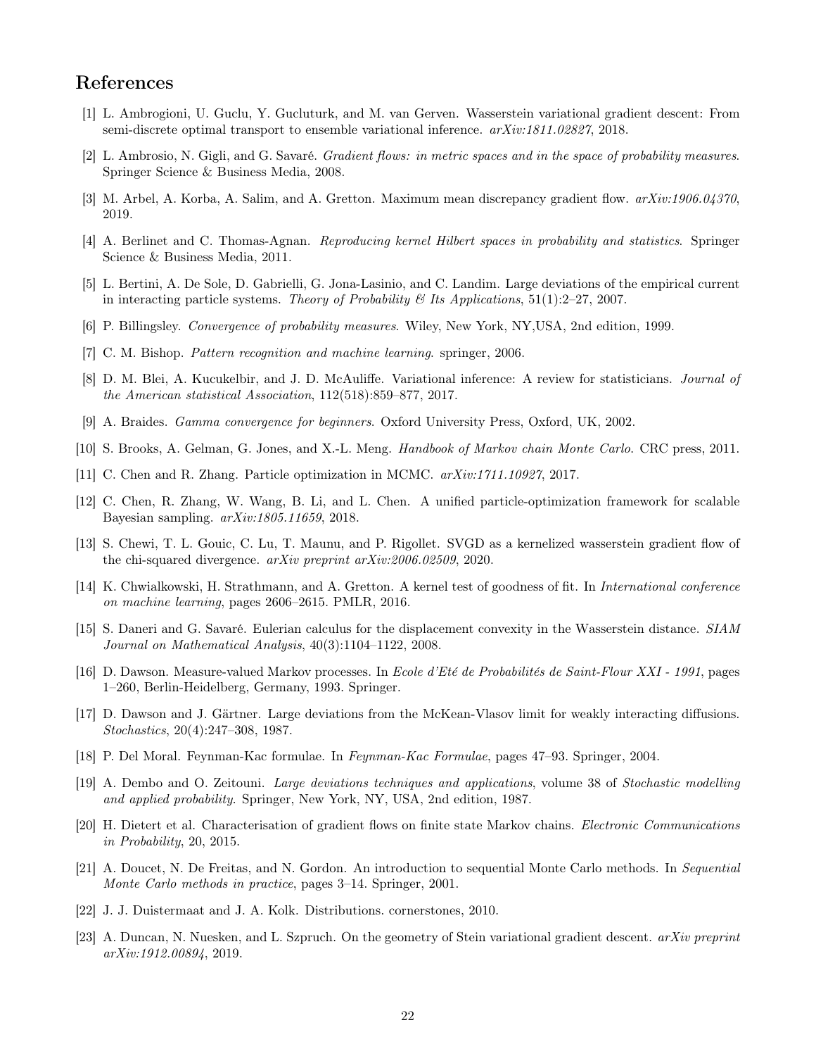# References

[1] L. Ambrogioni, U. Guclu, Y. Gucluturk, and M. van Gerven. Wasserstein variational gradient descent: From semi-discrete optimal transport to ensemble variational inference. *arXiv:1811.02827*, 2018.

[2] L. Ambrosio, N. Gigli, and G. Savaré. *Gradient flows: in metric spaces and in the space of probability measures*. Springer Science & Business Media, 2008.

[3] M. Arbel, A. Korba, A. Salim, and A. Gretton. Maximum mean discrepancy gradient flow. *arXiv:1906.04370*, 2019.

[4] A. Berlinet and C. Thomas-Agnan. *Reproducing kernel Hilbert spaces in probability and statistics*. Springer Science & Business Media, 2011.

[5] L. Bertini, A. De Sole, D. Gabrielli, G. Jona-Lasinio, and C. Landim. Large deviations of the empirical current in interacting particle systems. *Theory of Probability & Its Applications*, 51(1):2–27, 2007.

[6] P. Billingsley. *Convergence of probability measures*. Wiley, New York, NY,USA, 2nd edition, 1999.

[7] C. M. Bishop. *Pattern recognition and machine learning*. springer, 2006.

[8] D. M. Blei, A. Kucukelbir, and J. D. McAuliffe. Variational inference: A review for statisticians. *Journal of the American statistical Association*, 112(518):859–877, 2017.

[9] A. Braides. *Gamma convergence for beginners*. Oxford University Press, Oxford, UK, 2002.

[10] S. Brooks, A. Gelman, G. Jones, and X.-L. Meng. *Handbook of Markov chain Monte Carlo*. CRC press, 2011.

[11] C. Chen and R. Zhang. Particle optimization in MCMC. *arXiv:1711.10927*, 2017.

[12] C. Chen, R. Zhang, W. Wang, B. Li, and L. Chen. A unified particle-optimization framework for scalable Bayesian sampling. *arXiv:1805.11659*, 2018.

[13] S. Chewi, T. L. Gouic, C. Lu, T. Maunu, and P. Rigollet. SVGD as a kernelized wasserstein gradient flow of the chi-squared divergence. *arXiv preprint arXiv:2006.02509*, 2020.

[14] K. Chwialkowski, H. Strathmann, and A. Gretton. A kernel test of goodness of fit. In *International conference on machine learning*, pages 2606–2615. PMLR, 2016.

[15] S. Daneri and G. Savaré. Eulerian calculus for the displacement convexity in the Wasserstein distance. *SIAM Journal on Mathematical Analysis*, 40(3):1104–1122, 2008.

[16] D. Dawson. Measure-valued Markov processes. In *Ecole d'Eté de Probabilités de Saint-Flour XXI - 1991*, pages 1–260, Berlin-Heidelberg, Germany, 1993. Springer.

[17] D. Dawson and J. Gärtner. Large deviations from the McKean-Vlasov limit for weakly interacting diffusions. *Stochastics*, 20(4):247–308, 1987.

[18] P. Del Moral. Feynman-Kac formulae. In *Feynman-Kac Formulae*, pages 47–93. Springer, 2004.

[19] A. Dembo and O. Zeitouni. *Large deviations techniques and applications*, volume 38 of *Stochastic modelling and applied probability*. Springer, New York, NY, USA, 2nd edition, 1987.

[20] H. Dietert et al. Characterisation of gradient flows on finite state Markov chains. *Electronic Communications in Probability*, 20, 2015.

[21] A. Doucet, N. De Freitas, and N. Gordon. An introduction to sequential Monte Carlo methods. In *Sequential Monte Carlo methods in practice*, pages 3–14. Springer, 2001.

[22] J. J. Duistermaat and J. A. Kolk. Distributions. cornerstones, 2010.

[23] A. Duncan, N. Nuesken, and L. Szpruch. On the geometry of Stein variational gradient descent. *arXiv preprint arXiv:1912.00894*, 2019.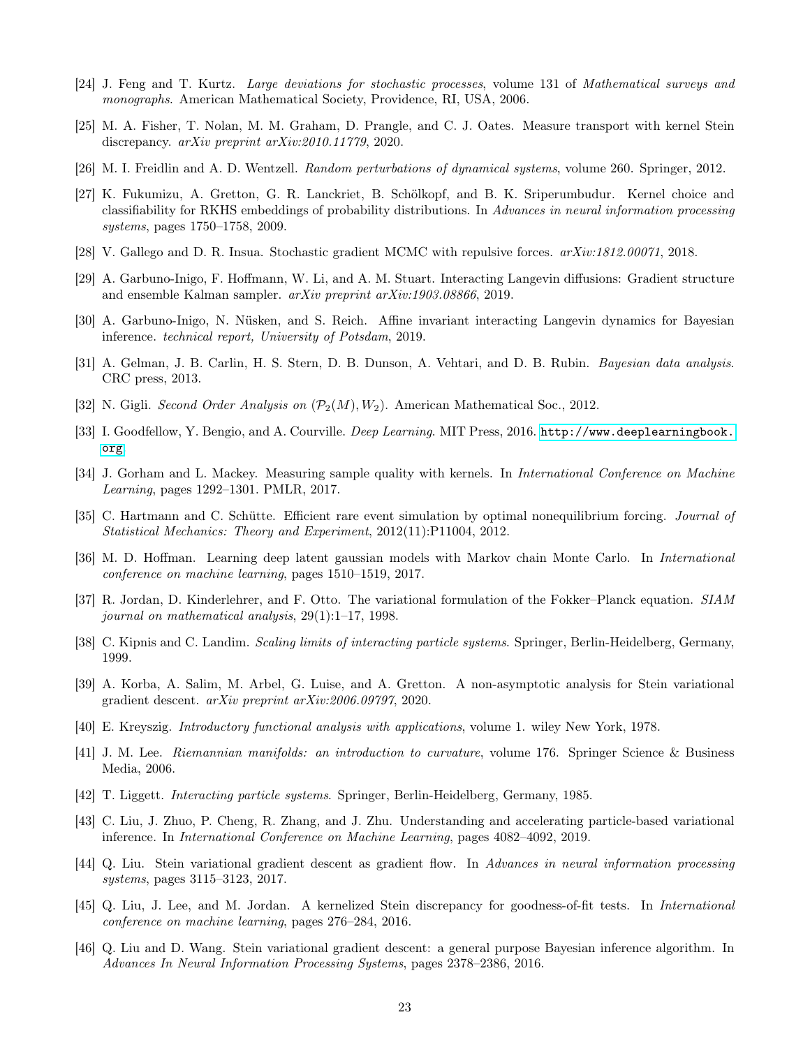[24] J. Feng and T. Kurtz. *Large deviations for stochastic processes*, volume 131 of *Mathematical surveys and monographs*. American Mathematical Society, Providence, RI, USA, 2006.

[25] M. A. Fisher, T. Nolan, M. M. Graham, D. Prangle, and C. J. Oates. Measure transport with kernel Stein discrepancy. *arXiv preprint arXiv:2010.11779*, 2020.

[26] M. I. Freidlin and A. D. Wentzell. *Random perturbations of dynamical systems*, volume 260. Springer, 2012.

[27] K. Fukumizu, A. Gretton, G. R. Lanckriet, B. Schölkopf, and B. K. Sriperumbudur. Kernel choice and classifiability for RKHS embeddings of probability distributions. In *Advances in neural information processing systems*, pages 1750–1758, 2009.

[28] V. Gallego and D. R. Insua. Stochastic gradient MCMC with repulsive forces. *arXiv:1812.00071*, 2018.

[29] A. Garbuno-Inigo, F. Hoffmann, W. Li, and A. M. Stuart. Interacting Langevin diffusions: Gradient structure and ensemble Kalman sampler. *arXiv preprint arXiv:1903.08866*, 2019.

[30] A. Garbuno-Inigo, N. Nüsken, and S. Reich. Affine invariant interacting Langevin dynamics for Bayesian inference. *technical report, University of Potsdam*, 2019.

[31] A. Gelman, J. B. Carlin, H. S. Stern, D. B. Dunson, A. Vehtari, and D. B. Rubin. *Bayesian data analysis*. CRC press, 2013.

[32] N. Gigli. *Second Order Analysis on* $(\mathcal{P}_2(M), W_2)$. American Mathematical Soc., 2012.

[33] I. Goodfellow, Y. Bengio, and A. Courville. *Deep Learning*. MIT Press, 2016. http://www.deeplearningbook.org.

[34] J. Gorham and L. Mackey. Measuring sample quality with kernels. In *International Conference on Machine Learning*, pages 1292–1301. PMLR, 2017.

[35] C. Hartmann and C. Schütte. Efficient rare event simulation by optimal nonequilibrium forcing. *Journal of Statistical Mechanics: Theory and Experiment*, 2012(11):P11004, 2012.

[36] M. D. Hoffman. Learning deep latent gaussian models with Markov chain Monte Carlo. In *International conference on machine learning*, pages 1510–1519, 2017.

[37] R. Jordan, D. Kinderlehrer, and F. Otto. The variational formulation of the Fokker–Planck equation. *SIAM journal on mathematical analysis*, 29(1):1–17, 1998.

[38] C. Kipnis and C. Landim. *Scaling limits of interacting particle systems*. Springer, Berlin-Heidelberg, Germany, 1999.

[39] A. Korba, A. Salim, M. Arbel, G. Luise, and A. Gretton. A non-asymptotic analysis for Stein variational gradient descent. *arXiv preprint arXiv:2006.09797*, 2020.

[40] E. Kreyszig. *Introductory functional analysis with applications*, volume 1. wiley New York, 1978.

[41] J. M. Lee. *Riemannian manifolds: an introduction to curvature*, volume 176. Springer Science & Business Media, 2006.

[42] T. Liggett. *Interacting particle systems*. Springer, Berlin-Heidelberg, Germany, 1985.

[43] C. Liu, J. Zhuo, P. Cheng, R. Zhang, and J. Zhu. Understanding and accelerating particle-based variational inference. In *International Conference on Machine Learning*, pages 4082–4092, 2019.

[44] Q. Liu. Stein variational gradient descent as gradient flow. In *Advances in neural information processing systems*, pages 3115–3123, 2017.

[45] Q. Liu, J. Lee, and M. Jordan. A kernelized Stein discrepancy for goodness-of-fit tests. In *International conference on machine learning*, pages 276–284, 2016.

[46] Q. Liu and D. Wang. Stein variational gradient descent: a general purpose Bayesian inference algorithm. In *Advances In Neural Information Processing Systems*, pages 2378–2386, 2016.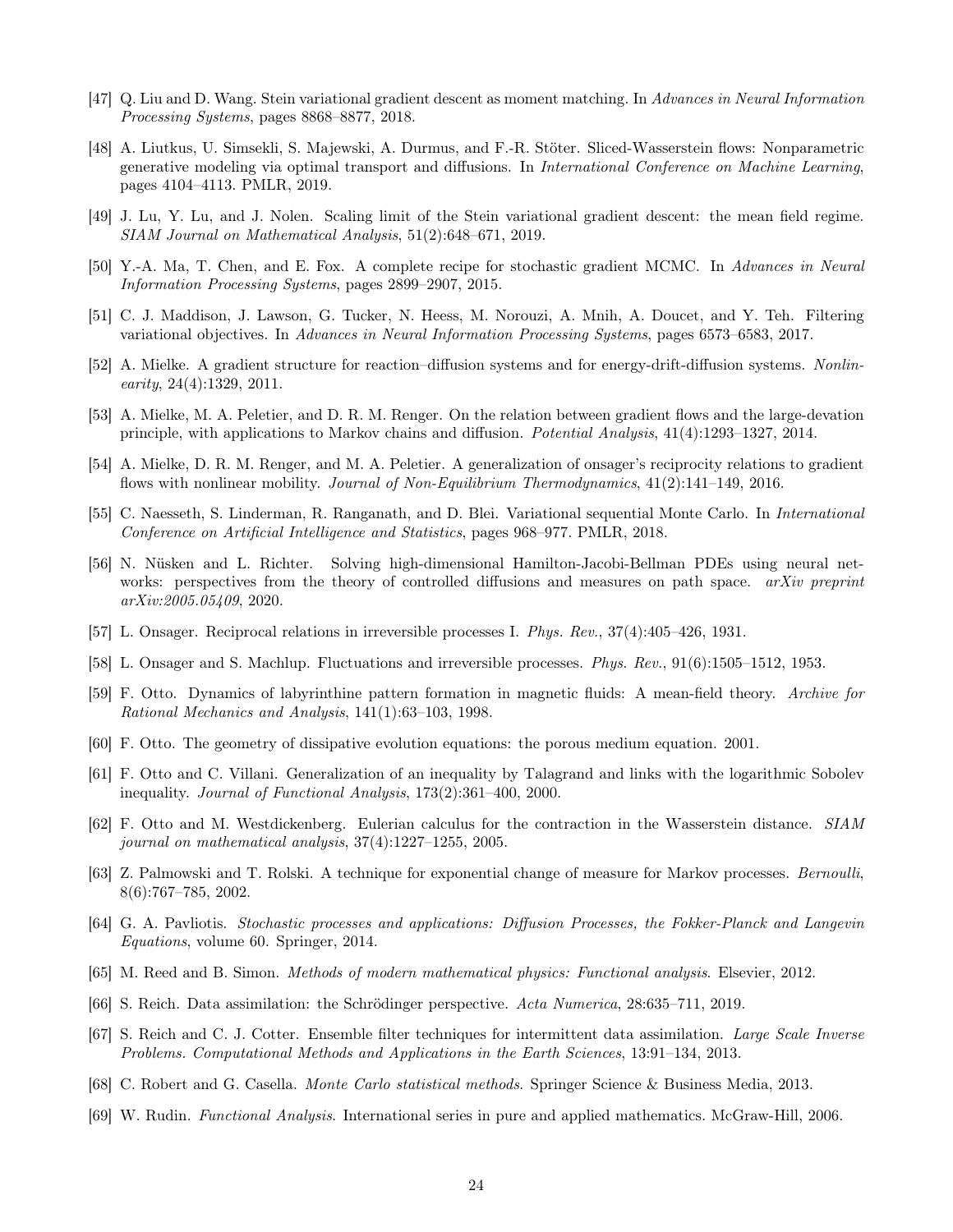[47] Q. Liu and D. Wang. Stein variational gradient descent as moment matching. In *Advances in Neural Information Processing Systems*, pages 8868–8877, 2018.

[48] A. Liutkus, U. Simsekli, S. Majewski, A. Durmus, and F.-R. Stöter. Sliced-Wasserstein flows: Nonparametric generative modeling via optimal transport and diffusions. In *International Conference on Machine Learning*, pages 4104–4113. PMLR, 2019.

[49] J. Lu, Y. Lu, and J. Nolen. Scaling limit of the Stein variational gradient descent: the mean field regime. *SIAM Journal on Mathematical Analysis*, 51(2):648–671, 2019.

[50] Y.-A. Ma, T. Chen, and E. Fox. A complete recipe for stochastic gradient MCMC. In *Advances in Neural Information Processing Systems*, pages 2899–2907, 2015.

[51] C. J. Maddison, J. Lawson, G. Tucker, N. Heess, M. Norouzi, A. Mnih, A. Doucet, and Y. Teh. Filtering variational objectives. In *Advances in Neural Information Processing Systems*, pages 6573–6583, 2017.

[52] A. Mielke. A gradient structure for reaction–diffusion systems and for energy-drift-diffusion systems. *Nonlinearity*, 24(4):1329, 2011.

[53] A. Mielke, M. A. Peletier, and D. R. M. Renger. On the relation between gradient flows and the large-devation principle, with applications to Markov chains and diffusion. *Potential Analysis*, 41(4):1293–1327, 2014.

[54] A. Mielke, D. R. M. Renger, and M. A. Peletier. A generalization of onsager's reciprocity relations to gradient flows with nonlinear mobility. *Journal of Non-Equilibrium Thermodynamics*, 41(2):141–149, 2016.

[55] C. Naesseth, S. Linderman, R. Ranganath, and D. Blei. Variational sequential Monte Carlo. In *International Conference on Artificial Intelligence and Statistics*, pages 968–977. PMLR, 2018.

[56] N. Nüsken and L. Richter. Solving high-dimensional Hamilton-Jacobi-Bellman PDEs using neural networks: perspectives from the theory of controlled diffusions and measures on path space. *arXiv preprint arXiv:2005.05409*, 2020.

[57] L. Onsager. Reciprocal relations in irreversible processes I. *Phys. Rev.*, 37(4):405–426, 1931.

[58] L. Onsager and S. Machlup. Fluctuations and irreversible processes. *Phys. Rev.*, 91(6):1505–1512, 1953.

[59] F. Otto. Dynamics of labyrinthine pattern formation in magnetic fluids: A mean-field theory. *Archive for Rational Mechanics and Analysis*, 141(1):63–103, 1998.

[60] F. Otto. The geometry of dissipative evolution equations: the porous medium equation. 2001.

[61] F. Otto and C. Villani. Generalization of an inequality by Talagrand and links with the logarithmic Sobolev inequality. *Journal of Functional Analysis*, 173(2):361–400, 2000.

[62] F. Otto and M. Westdickenberg. Eulerian calculus for the contraction in the Wasserstein distance. *SIAM journal on mathematical analysis*, 37(4):1227–1255, 2005.

[63] Z. Palmowski and T. Rolski. A technique for exponential change of measure for Markov processes. *Bernoulli*, 8(6):767–785, 2002.

[64] G. A. Pavliotis. *Stochastic processes and applications: Diffusion Processes, the Fokker-Planck and Langevin Equations*, volume 60. Springer, 2014.

[65] M. Reed and B. Simon. *Methods of modern mathematical physics: Functional analysis*. Elsevier, 2012.

[66] S. Reich. Data assimilation: the Schrödinger perspective. *Acta Numerica*, 28:635–711, 2019.

[67] S. Reich and C. J. Cotter. Ensemble filter techniques for intermittent data assimilation. *Large Scale Inverse Problems. Computational Methods and Applications in the Earth Sciences*, 13:91–134, 2013.

[68] C. Robert and G. Casella. *Monte Carlo statistical methods*. Springer Science & Business Media, 2013.

[69] W. Rudin. *Functional Analysis*. International series in pure and applied mathematics. McGraw-Hill, 2006.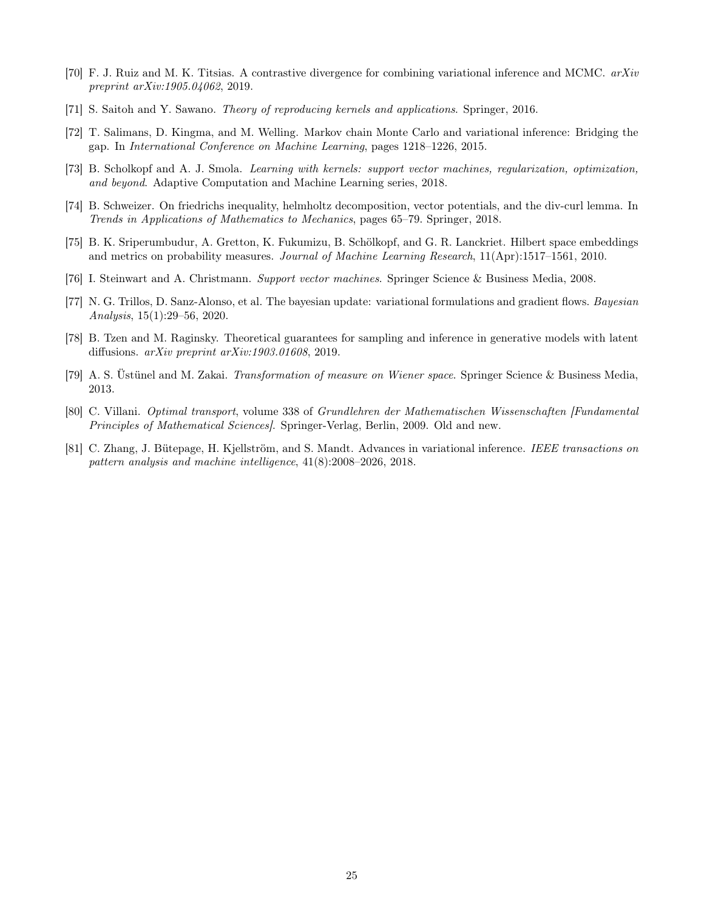[70] F. J. Ruiz and M. K. Titsias. A contrastive divergence for combining variational inference and MCMC. *arXiv preprint arXiv:1905.04062*, 2019.

[71] S. Saitoh and Y. Sawano. *Theory of reproducing kernels and applications*. Springer, 2016.

[72] T. Salimans, D. Kingma, and M. Welling. Markov chain Monte Carlo and variational inference: Bridging the gap. In *International Conference on Machine Learning*, pages 1218–1226, 2015.

[73] B. Scholkopf and A. J. Smola. *Learning with kernels: support vector machines, regularization, optimization, and beyond*. Adaptive Computation and Machine Learning series, 2018.

[74] B. Schweizer. On friedrichs inequality, helmholtz decomposition, vector potentials, and the div-curl lemma. In *Trends in Applications of Mathematics to Mechanics*, pages 65–79. Springer, 2018.

[75] B. K. Sriperumbudur, A. Gretton, K. Fukumizu, B. Schölkopf, and G. R. Lanckriet. Hilbert space embeddings and metrics on probability measures. *Journal of Machine Learning Research*, 11(Apr):1517–1561, 2010.

[76] I. Steinwart and A. Christmann. *Support vector machines*. Springer Science & Business Media, 2008.

[77] N. G. Trillos, D. Sanz-Alonso, et al. The bayesian update: variational formulations and gradient flows. *Bayesian Analysis*, 15(1):29–56, 2020.

[78] B. Tzen and M. Raginsky. Theoretical guarantees for sampling and inference in generative models with latent diffusions. *arXiv preprint arXiv:1903.01608*, 2019.

[79] A. S. Üstünel and M. Zakai. *Transformation of measure on Wiener space*. Springer Science & Business Media, 2013.

[80] C. Villani. *Optimal transport*, volume 338 of *Grundlehren der Mathematischen Wissenschaften [Fundamental Principles of Mathematical Sciences]*. Springer-Verlag, Berlin, 2009. Old and new.

[81] C. Zhang, J. Bütepage, H. Kjellström, and S. Mandt. Advances in variational inference. *IEEE transactions on pattern analysis and machine intelligence*, 41(8):2008–2026, 2018.